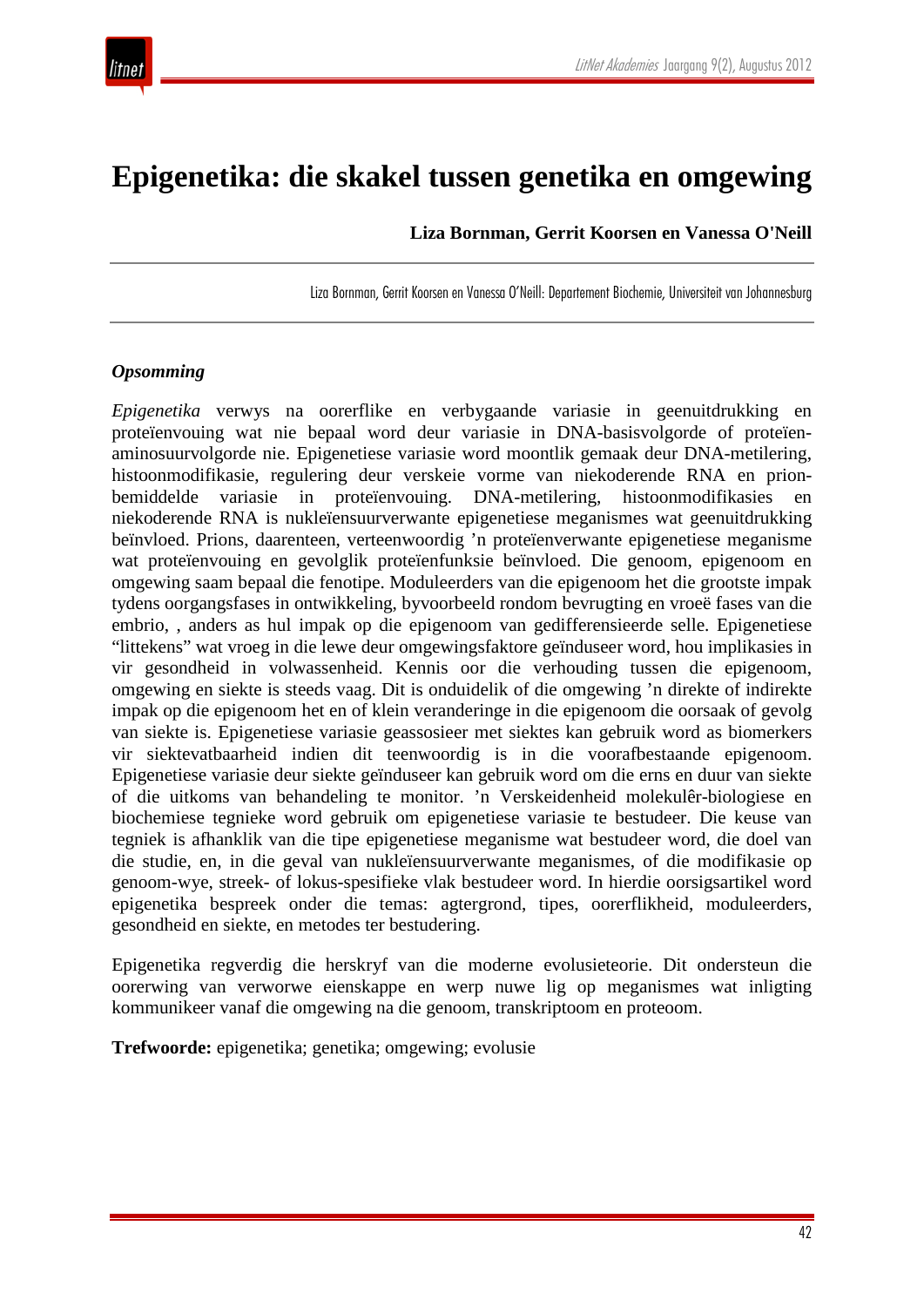# Epigenetika: die skakel tussen genetika en omgewing

**Liza Bornman, Gerrit Koorsen en Vanessa O'Neill**

Liza Bornman, Gerrit Koorsen en Vanessa O'Neill: Departement Biochemie, Universiteit van Johannesburg

### *Opsomming*

*Epigenetika* verwys na oorerflike en verbygaande variasie in geenuitdrukking en proteïenvouing wat nie bepaal word deur variasie in DNA-basisvolgorde of proteïen-aminosuurvolgorde nie. Epigenetiese variasie word moontlik gemaak deur DNA-metilering, histoonmodifikasie, regulering deur verskeie vorme van niekoderende RNA en prion-bemiddelde variasie in proteïenvouing. DNA-metilering, histoonmodifikasies en niekoderende RNA is nukleïensuurverwante epigenetiese meganismes wat geenuitdrukking beïnvloed. Prions, daarenteen, verteenwoordig 'n proteïenverwante epigenetiese meganisme wat proteïenvouing en gevolglik proteïenfunksie beïnvloed. Die genoom, epigenoom en omgewing saam bepaal die fenotipe. Moduleerders van die epigenoom het die grootste impak tydens oorgangsfases in ontwikkeling, byvoorbeeld rondom bevrugting en vroeë fases van die embrio, , anders as hul impak op die epigenoom van gedifferensieerde selle. Epigenetiese "littekens" wat vroeg in die lewe deur omgewingsfaktore geïnduseer word, hou implikasies in vir gesondheid in volwassenheid. Kennis oor die verhouding tussen die epigenoom, omgewing en siekte is steeds vaag. Dit is onduidelik of die omgewing 'n direkte of indirekte impak op die epigenoom het en of klein veranderinge in die epigenoom die oorsaak of gevolg van siekte is. Epigenetiese variasie geassosieer met siektes kan gebruik word as biomerkers vir siektevatbaarheid indien dit teenwoordig is in die voorafbestaande epigenoom. Epigenetiese variasie deur siekte geïnduseer kan gebruik word om die erns en duur van siekte of die uitkoms van behandeling te monitor. 'n Verskeidenheid molekulêr-biologiese en biochemiese tegnieke word gebruik om epigenetiese variasie te bestudeer. Die keuse van tegniek is afhanklik van die tipe epigenetiese meganisme wat bestudeer word, die doel van die studie, en, in die geval van nukleïensuurverwante meganismes, of die modifikasie op genoom-wye, streek- of lokus-spesifieke vlak bestudeer word. In hierdie oorsigsartikel word epigenetika bespreek onder die temas: agtergrond, tipes, oorerflikheid, moduleerders, gesondheid en siekte, en metodes ter bestudering.

Epigenetika regverdig die herskryf van die moderne evolusieteorie. Dit ondersteun die oorerwing van verworwe eienskappe en werp nuwe lig op meganismes wat inligting kommunikeer vanaf die omgewing na die genoom, transkriptoom en proteoom.

**Trefwoorde:** epigenetika; genetika; omgewing; evolusie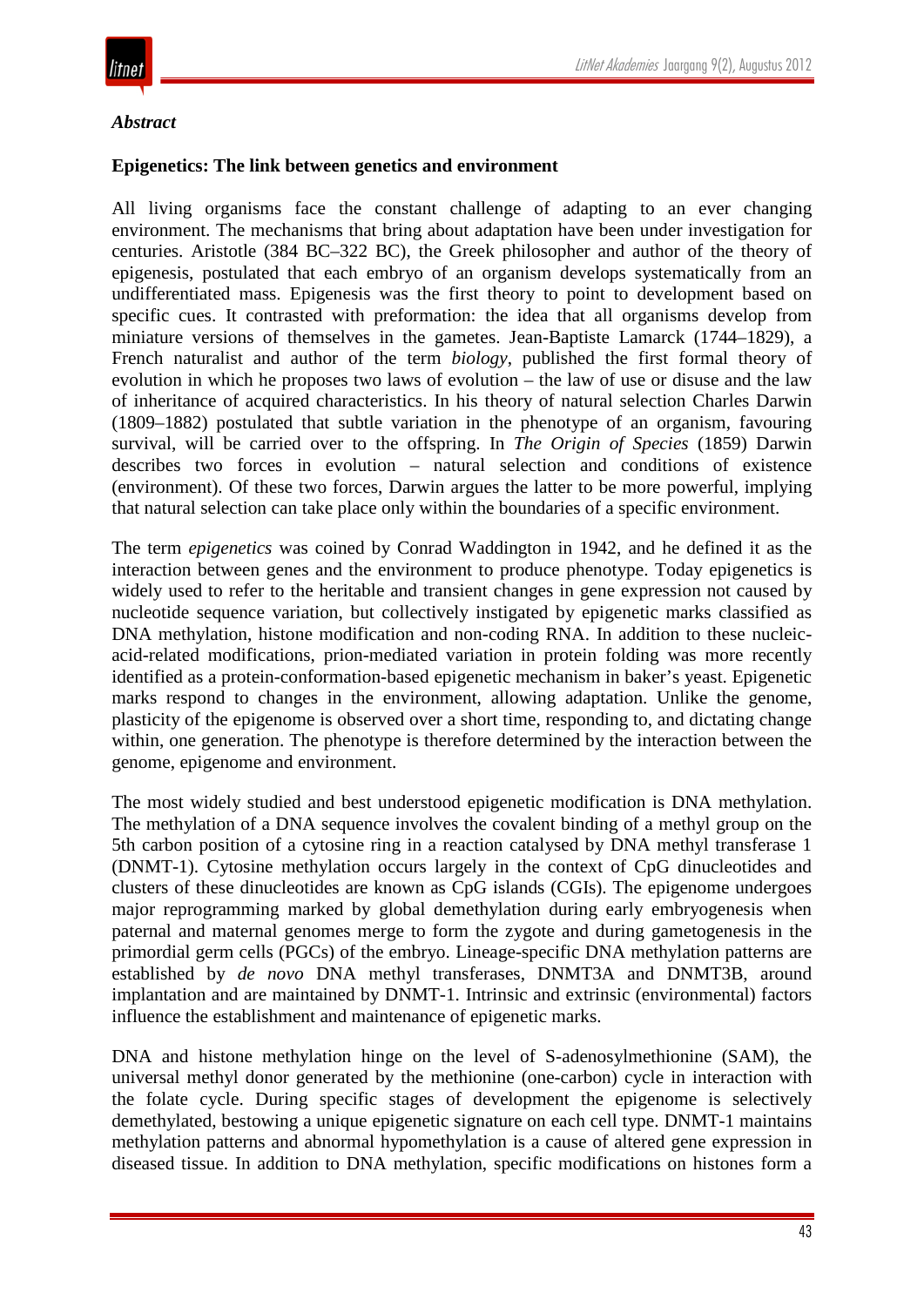***Abstract***

**Epigenetics: The link between genetics and environment**

All living organisms face the constant challenge of adapting to an ever changing environment. The mechanisms that bring about adaptation have been under investigation for centuries. Aristotle (384 BC–322 BC), the Greek philosopher and author of the theory of epigenesis, postulated that each embryo of an organism develops systematically from an undifferentiated mass. Epigenesis was the first theory to point to development based on specific cues. It contrasted with preformation: the idea that all organisms develop from miniature versions of themselves in the gametes. Jean-Baptiste Lamarck (1744–1829), a French naturalist and author of the term *biology*, published the first formal theory of evolution in which he proposes two laws of evolution – the law of use or disuse and the law of inheritance of acquired characteristics. In his theory of natural selection Charles Darwin (1809–1882) postulated that subtle variation in the phenotype of an organism, favouring survival, will be carried over to the offspring. In *The Origin of Species* (1859) Darwin describes two forces in evolution – natural selection and conditions of existence (environment). Of these two forces, Darwin argues the latter to be more powerful, implying that natural selection can take place only within the boundaries of a specific environment.

The term *epigenetics* was coined by Conrad Waddington in 1942, and he defined it as the interaction between genes and the environment to produce phenotype. Today epigenetics is widely used to refer to the heritable and transient changes in gene expression not caused by nucleotide sequence variation, but collectively instigated by epigenetic marks classified as DNA methylation, histone modification and non-coding RNA. In addition to these nucleic-acid-related modifications, prion-mediated variation in protein folding was more recently identified as a protein-conformation-based epigenetic mechanism in baker's yeast. Epigenetic marks respond to changes in the environment, allowing adaptation. Unlike the genome, plasticity of the epigenome is observed over a short time, responding to, and dictating change within, one generation. The phenotype is therefore determined by the interaction between the genome, epigenome and environment.

The most widely studied and best understood epigenetic modification is DNA methylation. The methylation of a DNA sequence involves the covalent binding of a methyl group on the 5th carbon position of a cytosine ring in a reaction catalysed by DNA methyl transferase 1 (DNMT-1). Cytosine methylation occurs largely in the context of CpG dinucleotides and clusters of these dinucleotides are known as CpG islands (CGIs). The epigenome undergoes major reprogramming marked by global demethylation during early embryogenesis when paternal and maternal genomes merge to form the zygote and during gametogenesis in the primordial germ cells (PGCs) of the embryo. Lineage-specific DNA methylation patterns are established by *de novo* DNA methyl transferases, DNMT3A and DNMT3B, around implantation and are maintained by DNMT-1. Intrinsic and extrinsic (environmental) factors influence the establishment and maintenance of epigenetic marks.

DNA and histone methylation hinge on the level of S-adenosylmethionine (SAM), the universal methyl donor generated by the methionine (one-carbon) cycle in interaction with the folate cycle. During specific stages of development the epigenome is selectively demethylated, bestowing a unique epigenetic signature on each cell type. DNMT-1 maintains methylation patterns and abnormal hypomethylation is a cause of altered gene expression in diseased tissue. In addition to DNA methylation, specific modifications on histones form a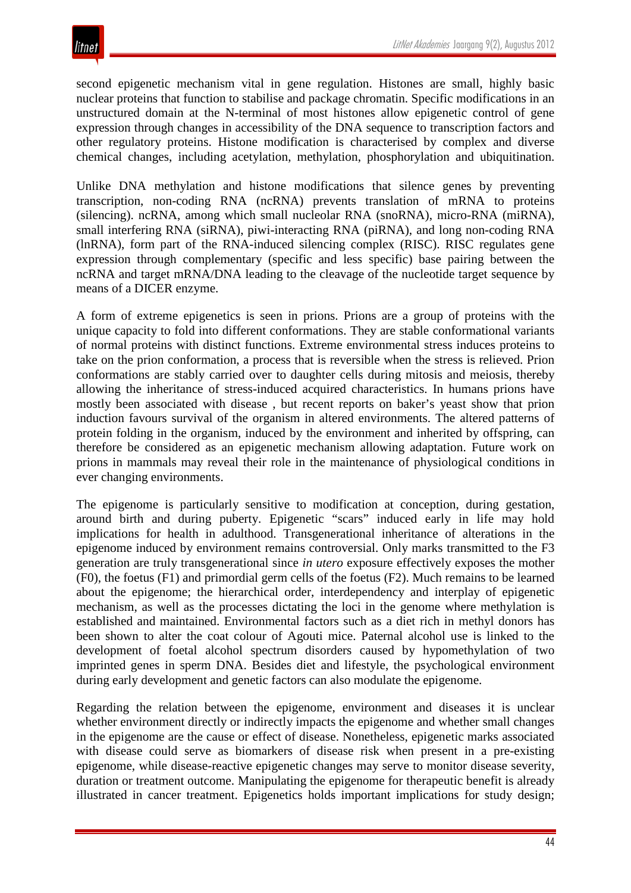second epigenetic mechanism vital in gene regulation. Histones are small, highly basic nuclear proteins that function to stabilise and package chromatin. Specific modifications in an unstructured domain at the N-terminal of most histones allow epigenetic control of gene expression through changes in accessibility of the DNA sequence to transcription factors and other regulatory proteins. Histone modification is characterised by complex and diverse chemical changes, including acetylation, methylation, phosphorylation and ubiquitination.

Unlike DNA methylation and histone modifications that silence genes by preventing transcription, non-coding RNA (ncRNA) prevents translation of mRNA to proteins (silencing). ncRNA, among which small nucleolar RNA (snoRNA), micro-RNA (miRNA), small interfering RNA (siRNA), piwi-interacting RNA (piRNA), and long non-coding RNA (lnRNA), form part of the RNA-induced silencing complex (RISC). RISC regulates gene expression through complementary (specific and less specific) base pairing between the ncRNA and target mRNA/DNA leading to the cleavage of the nucleotide target sequence by means of a DICER enzyme.

A form of extreme epigenetics is seen in prions. Prions are a group of proteins with the unique capacity to fold into different conformations. They are stable conformational variants of normal proteins with distinct functions. Extreme environmental stress induces proteins to take on the prion conformation, a process that is reversible when the stress is relieved. Prion conformations are stably carried over to daughter cells during mitosis and meiosis, thereby allowing the inheritance of stress-induced acquired characteristics. In humans prions have mostly been associated with disease , but recent reports on baker's yeast show that prion induction favours survival of the organism in altered environments. The altered patterns of protein folding in the organism, induced by the environment and inherited by offspring, can therefore be considered as an epigenetic mechanism allowing adaptation. Future work on prions in mammals may reveal their role in the maintenance of physiological conditions in ever changing environments.

The epigenome is particularly sensitive to modification at conception, during gestation, around birth and during puberty. Epigenetic "scars" induced early in life may hold implications for health in adulthood. Transgenerational inheritance of alterations in the epigenome induced by environment remains controversial. Only marks transmitted to the F3 generation are truly transgenerational since *in utero* exposure effectively exposes the mother (F0), the foetus (F1) and primordial germ cells of the foetus (F2). Much remains to be learned about the epigenome; the hierarchical order, interdependency and interplay of epigenetic mechanism, as well as the processes dictating the loci in the genome where methylation is established and maintained. Environmental factors such as a diet rich in methyl donors has been shown to alter the coat colour of Agouti mice. Paternal alcohol use is linked to the development of foetal alcohol spectrum disorders caused by hypomethylation of two imprinted genes in sperm DNA. Besides diet and lifestyle, the psychological environment during early development and genetic factors can also modulate the epigenome.

Regarding the relation between the epigenome, environment and diseases it is unclear whether environment directly or indirectly impacts the epigenome and whether small changes in the epigenome are the cause or effect of disease. Nonetheless, epigenetic marks associated with disease could serve as biomarkers of disease risk when present in a pre-existing epigenome, while disease-reactive epigenetic changes may serve to monitor disease severity, duration or treatment outcome. Manipulating the epigenome for therapeutic benefit is already illustrated in cancer treatment. Epigenetics holds important implications for study design;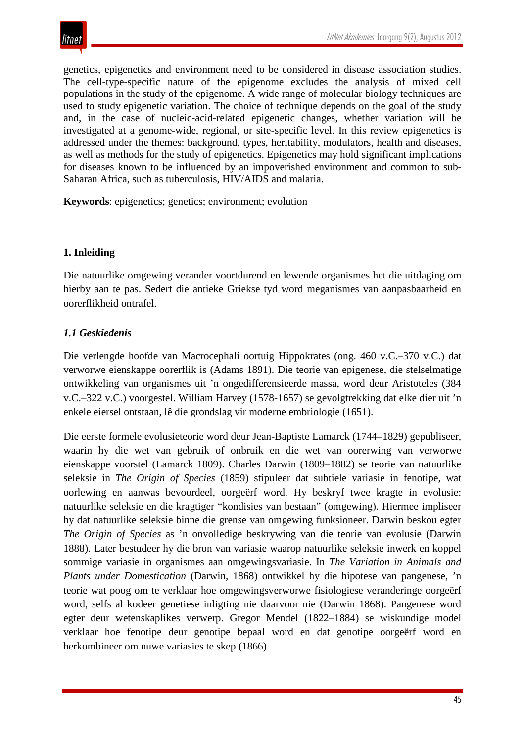genetics, epigenetics and environment need to be considered in disease association studies. The cell-type-specific nature of the epigenome excludes the analysis of mixed cell populations in the study of the epigenome. A wide range of molecular biology techniques are used to study epigenetic variation. The choice of technique depends on the goal of the study and, in the case of nucleic-acid-related epigenetic changes, whether variation will be investigated at a genome-wide, regional, or site-specific level. In this review epigenetics is addressed under the themes: background, types, heritability, modulators, health and diseases, as well as methods for the study of epigenetics. Epigenetics may hold significant implications for diseases known to be influenced by an impoverished environment and common to sub-Saharan Africa, such as tuberculosis, HIV/AIDS and malaria.

**Keywords**: epigenetics; genetics; environment; evolution

## 1. Inleiding

Die natuurlike omgewing verander voortdurend en lewende organismes het die uitdaging om hierby aan te pas. Sedert die antieke Griekse tyd word meganismes van aanpasbaarheid en oorerflikheid ontrafel.

### *1.1 Geskiedenis*

Die verlengde hoofde van Macrocephali oortuig Hippokrates (ong. 460 v.C.–370 v.C.) dat verworwe eienskappe oorerflik is (Adams 1891). Die teorie van epigenese, die stelselmatige ontwikkeling van organismes uit 'n ongedifferensieerde massa, word deur Aristoteles (384 v.C.–322 v.C.) voorgestel. William Harvey (1578-1657) se gevolgtrekking dat elke dier uit 'n enkele eiersel ontstaan, lê die grondslag vir moderne embriologie (1651).

Die eerste formele evolusieteorie word deur Jean-Baptiste Lamarck (1744–1829) gepubliseer, waarin hy die wet van gebruik of onbruik en die wet van oorerwing van verworwe eienskappe voorstel (Lamarck 1809). Charles Darwin (1809–1882) se teorie van natuurlike seleksie in *The Origin of Species* (1859) stipuleer dat subtiele variasie in fenotipe, wat oorlewing en aanwas bevoordeel, oorgeërf word. Hy beskryf twee kragte in evolusie: natuurlike seleksie en die kragtiger "kondisies van bestaan" (omgewing). Hiermee impliseer hy dat natuurlike seleksie binne die grense van omgewing funksioneer. Darwin beskou egter *The Origin of Species* as 'n onvolledige beskrywing van die teorie van evolusie (Darwin 1888). Later bestudeer hy die bron van variasie waarop natuurlike seleksie inwerk en koppel sommige variasie in organismes aan omgewingsvariasie. In *The Variation in Animals and Plants under Domestication* (Darwin, 1868) ontwikkel hy die hipotese van pangenese, 'n teorie wat poog om te verklaar hoe omgewingsverworwe fisiologiese veranderinge oorgeërf word, selfs al kodeer genetiese inligting nie daarvoor nie (Darwin 1868). Pangenese word egter deur wetenskaplikes verwerp. Gregor Mendel (1822–1884) se wiskundige model verklaar hoe fenotipe deur genotipe bepaal word en dat genotipe oorgeërf word en herkombineer om nuwe variasies te skep (1866).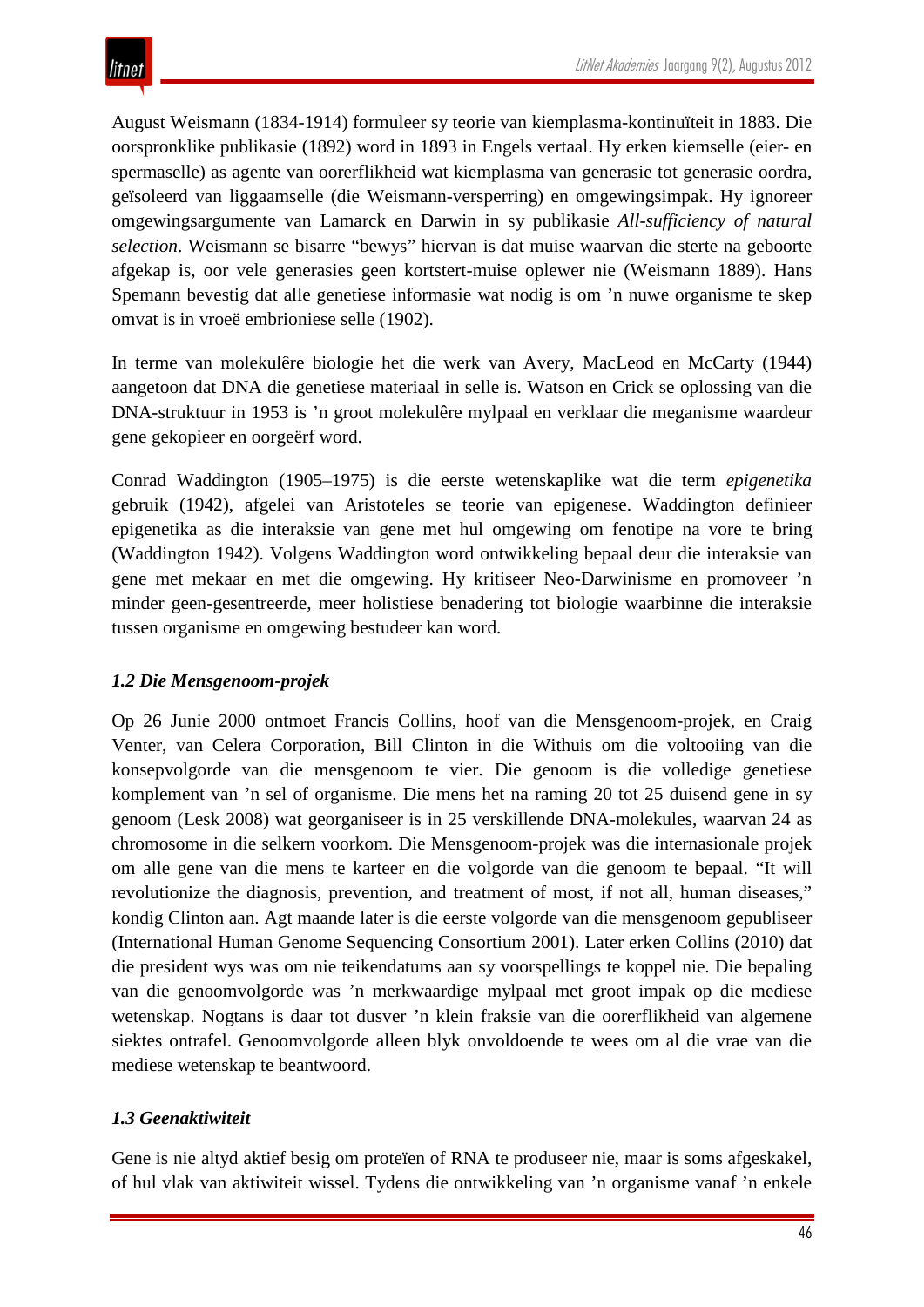August Weismann (1834-1914) formuleer sy teorie van kiemplasma-kontinuïteit in 1883. Die oorspronklike publikasie (1892) word in 1893 in Engels vertaal. Hy erken kiemselle (eier- en spermaselle) as agente van oorerflikheid wat kiemplasma van generasie tot generasie oordra, geïsoleerd van liggaamselle (die Weismann-versperring) en omgewingsimpak. Hy ignoreer omgewingsargumente van Lamarck en Darwin in sy publikasie *All-sufficiency of natural selection*. Weismann se bisarre "bewys" hiervan is dat muise waarvan die sterte na geboorte afgekap is, oor vele generasies geen kortstert-muise oplewer nie (Weismann 1889). Hans Spemann bevestig dat alle genetiese informasie wat nodig is om 'n nuwe organisme te skep omvat is in vroeë embrioniese selle (1902).

In terme van molekulêre biologie het die werk van Avery, MacLeod en McCarty (1944) aangetoon dat DNA die genetiese materiaal in selle is. Watson en Crick se oplossing van die DNA-struktuur in 1953 is 'n groot molekulêre mylpaal en verklaar die meganisme waardeur gene gekopieer en oorgeërf word.

Conrad Waddington (1905–1975) is die eerste wetenskaplike wat die term *epigenetika* gebruik (1942), afgelei van Aristoteles se teorie van epigenese. Waddington definieer epigenetika as die interaksie van gene met hul omgewing om fenotipe na vore te bring (Waddington 1942). Volgens Waddington word ontwikkeling bepaal deur die interaksie van gene met mekaar en met die omgewing. Hy kritiseer Neo-Darwinisme en promoveer 'n minder geen-gesentreerde, meer holistiese benadering tot biologie waarbinne die interaksie tussen organisme en omgewing bestudeer kan word.

### *1.2 Die Mensgenoom-projek*

Op 26 Junie 2000 ontmoet Francis Collins, hoof van die Mensgenoom-projek, en Craig Venter, van Celera Corporation, Bill Clinton in die Withuis om die voltooiing van die konsepvolgorde van die mensgenoom te vier. Die genoom is die volledige genetiese komplement van 'n sel of organisme. Die mens het na raming 20 tot 25 duisend gene in sy genoom (Lesk 2008) wat georganiseer is in 25 verskillende DNA-molekules, waarvan 24 as chromosome in die selkern voorkom. Die Mensgenoom-projek was die internasionale projek om alle gene van die mens te karteer en die volgorde van die genoom te bepaal. "It will revolutionize the diagnosis, prevention, and treatment of most, if not all, human diseases," kondig Clinton aan. Agt maande later is die eerste volgorde van die mensgenoom gepubliseer (International Human Genome Sequencing Consortium 2001). Later erken Collins (2010) dat die president wys was om nie teikendatums aan sy voorspellings te koppel nie. Die bepaling van die genoomvolgorde was 'n merkwaardige mylpaal met groot impak op die mediese wetenskap. Nogtans is daar tot dusver 'n klein fraksie van die oorerflikheid van algemene siektes ontrafel. Genoomvolgorde alleen blyk onvoldoende te wees om al die vrae van die mediese wetenskap te beantwoord.

### *1.3 Geenaktiwiteit*

Gene is nie altyd aktief besig om proteïen of RNA te produseer nie, maar is soms afgeskakel, of hul vlak van aktiwiteit wissel. Tydens die ontwikkeling van 'n organisme vanaf 'n enkele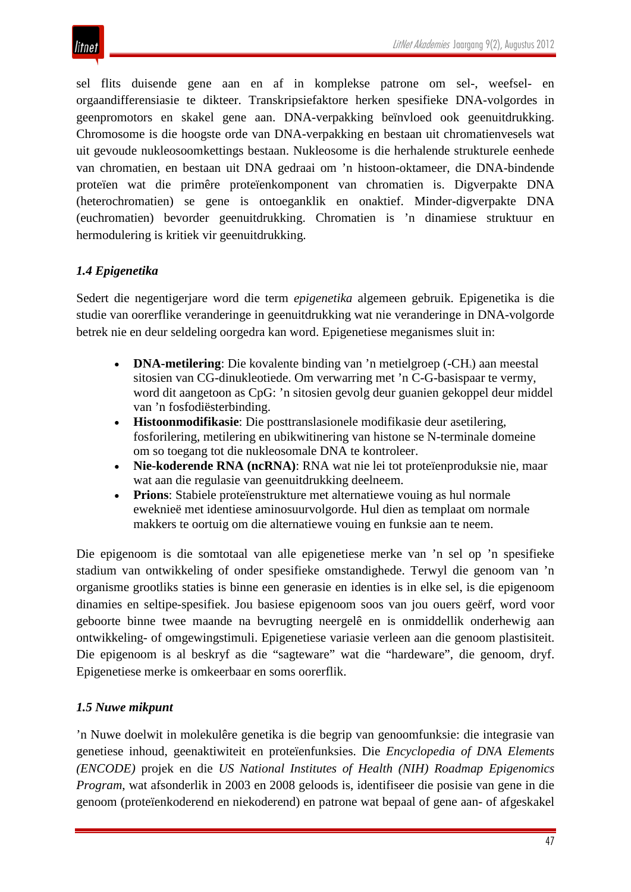sel flits duisende gene aan en af in komplekse patrone om sel-, weefsel- en orgaandifferensiasie te dikteer. Transkripsiefaktore herken spesifieke DNA-volgordes in geenpromotors en skakel gene aan. DNA-verpakking beïnvloed ook geenuitdrukking. Chromosome is die hoogste orde van DNA-verpakking en bestaan uit chromatienvesels wat uit gevoude nukleosoomkettings bestaan. Nukleosome is die herhalende strukturele eenhede van chromatien, en bestaan uit DNA gedraai om 'n histoon-oktameer, die DNA-bindende proteïen wat die primêre proteïenkomponent van chromatien is. Digverpakte DNA (heterochromatien) se gene is ontoeganklik en onaktief. Minder-digverpakte DNA (euchromatien) bevorder geenuitdrukking. Chromatien is 'n dinamiese struktuur en hermodulering is kritiek vir geenuitdrukking.

### *1.4 Epigenetika*

Sedert die negentigerjare word die term *epigenetika* algemeen gebruik. Epigenetika is die studie van oorerflike veranderinge in geenuitdrukking wat nie veranderinge in DNA-volgorde betrek nie en deur seldeling oorgedra kan word. Epigenetiese meganismes sluit in:

- **DNA-metilering**: Die kovalente binding van 'n metielgroep ($-CH_3$) aan meestal sitosien van CG-dinukleotiede. Om verwarring met 'n C-G-basispaar te vermy, word dit aangetoon as CpG: 'n sitosien gevolg deur guanien gekoppel deur middel van 'n fosfodiësterbinding.
- **Histoonmodifikasie**: Die posttranslasionele modifikasie deur asetilering, fosforilering, metilering en ubikwitinering van histone se N-terminale domeine om so toegang tot die nukleosomale DNA te kontroleer.
- **Nie-koderende RNA (ncRNA)**: RNA wat nie lei tot proteïenproduksie nie, maar wat aan die regulasie van geenuitdrukking deelneem.
- **Prions**: Stabiele proteïenstrukture met alternatiewe vouing as hul normale eweknieë met identiese aminosuurvolgorde. Hul dien as templaat om normale makkers te oortuig om die alternatiewe vouing en funksie aan te neem.

Die epigenoom is die somtotaal van alle epigenetiese merke van 'n sel op 'n spesifieke stadium van ontwikkeling of onder spesifieke omstandighede. Terwyl die genoom van 'n organisme grootliks staties is binne een generasie en identies is in elke sel, is die epigenoom dinamies en seltipe-spesifiek. Jou basiese epigenoom soos van jou ouers geërf, word voor geboorte binne twee maande na bevrugting neergelê en is onmiddellik onderhewig aan ontwikkeling- of omgewingstimuli. Epigenetiese variasie verleen aan die genoom plastisiteit. Die epigenoom is al beskryf as die "sagteware" wat die "hardeware", die genoom, dryf. Epigenetiese merke is omkeerbaar en soms oorerflik.

### *1.5 Nuwe mikpunt*

'n Nuwe doelwit in molekulêre genetika is die begrip van genoomfunksie: die integrasie van genetiese inhoud, geenaktiwiteit en proteïenfunksies. Die *Encyclopedia of DNA Elements (ENCODE)* projek en die *US National Institutes of Health (NIH) Roadmap Epigenomics Program*, wat afsonderlik in 2003 en 2008 geloods is, identifiseer die posisie van gene in die genoom (proteïenkoderend en niekoderend) en patrone wat bepaal of gene aan- of afgeskakel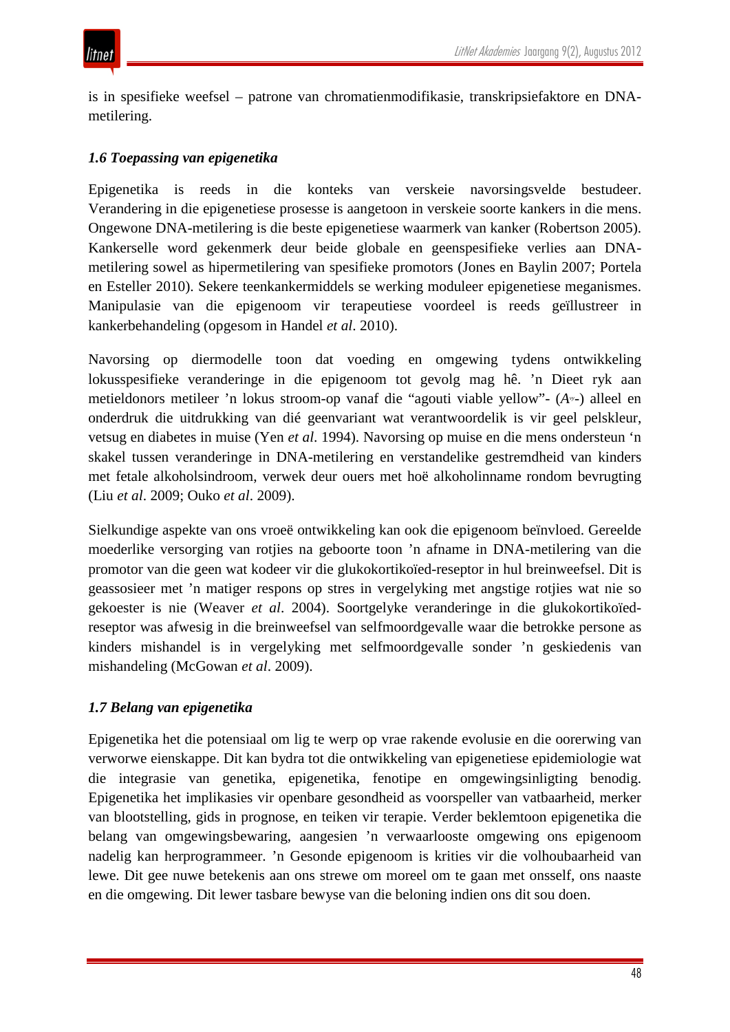is in spesifieke weefsel – patrone van chromatienmodifikasie, transkripsiefaktore en DNA-metilering.

### *1.6 Toepassing van epigenetika*

Epigenetika is reeds in die konteks van verskeie navorsingsvelde bestudeer. Verandering in die epigenetiese prosesse is aangetoon in verskeie soorte kankers in die mens. Ongewone DNA-metilering is die beste epigenetiese waarmerk van kanker (Robertson 2005). Kankerselle word gekenmerk deur beide globale en geenspesifieke verlies aan DNA-metilering sowel as hipermetilering van spesifieke promotors (Jones en Baylin 2007; Portela en Esteller 2010). Sekere teenkankermiddels se werking moduleer epigenetiese meganismes. Manipulasie van die epigenoom vir terapeutiese voordeel is reeds geïllustreer in kankerbehandeling (opgesom in Handel *et al*. 2010).

Navorsing op diermodelle toon dat voeding en omgewing tydens ontwikkeling lokusspesifieke veranderinge in die epigenoom tot gevolg mag hê. ’n Dieet ryk aan metieldonors metileer ’n lokus stroom-op vanaf die “agouti viable yellow”- ($A^{vy}$-) alleel en onderdruk die uitdrukking van dié geenvariant wat verantwoordelik is vir geel pelskleur, vetsug en diabetes in muise (Yen *et al*. 1994). Navorsing op muise en die mens ondersteun ‘n skakel tussen veranderinge in DNA-metilering en verstandelike gestremdheid van kinders met fetale alkoholsindroom, verwek deur ouers met hoë alkoholinname rondom bevrugting (Liu *et al*. 2009; Ouko *et al*. 2009).

Sielkundige aspekte van ons vroeë ontwikkeling kan ook die epigenoom beïnvloed. Gereelde moederlike versorging van rotjies na geboorte toon ’n afname in DNA-metilering van die promotor van die geen wat kodeer vir die glukokortikoïed-reseptor in hul breinweefsel. Dit is geassosieer met ’n matiger respons op stres in vergelyking met angstige rotjies wat nie so gekoester is nie (Weaver *et al*. 2004). Soortgelyke veranderinge in die glukokortikoïed-reseptor was afwesig in die breinweefsel van selfmoordgevalle waar die betrokke persone as kinders mishandel is in vergelyking met selfmoordgevalle sonder ’n geskiedenis van mishandeling (McGowan *et al*. 2009).

### *1.7 Belang van epigenetika*

Epigenetika het die potensiaal om lig te werp op vrae rakende evolusie en die oorerwing van verworwe eienskappe. Dit kan bydra tot die ontwikkeling van epigenetiese epidemiologie wat die integrasie van genetika, epigenetika, fenotipe en omgewingsinligting benodig. Epigenetika het implikasies vir openbare gesondheid as voorspeller van vatbaarheid, merker van blootstelling, gids in prognose, en teiken vir terapie. Verder beklemtoon epigenetika die belang van omgewingsbewaring, aangesien ’n verwaarlooste omgewing ons epigenoom nadelig kan herprogrammeer. ’n Gesonde epigenoom is krities vir die volhoubaarheid van lewe. Dit gee nuwe betekenis aan ons strewe om moreel om te gaan met onsself, ons naaste en die omgewing. Dit lewer tasbare bewyse van die beloning indien ons dit sou doen.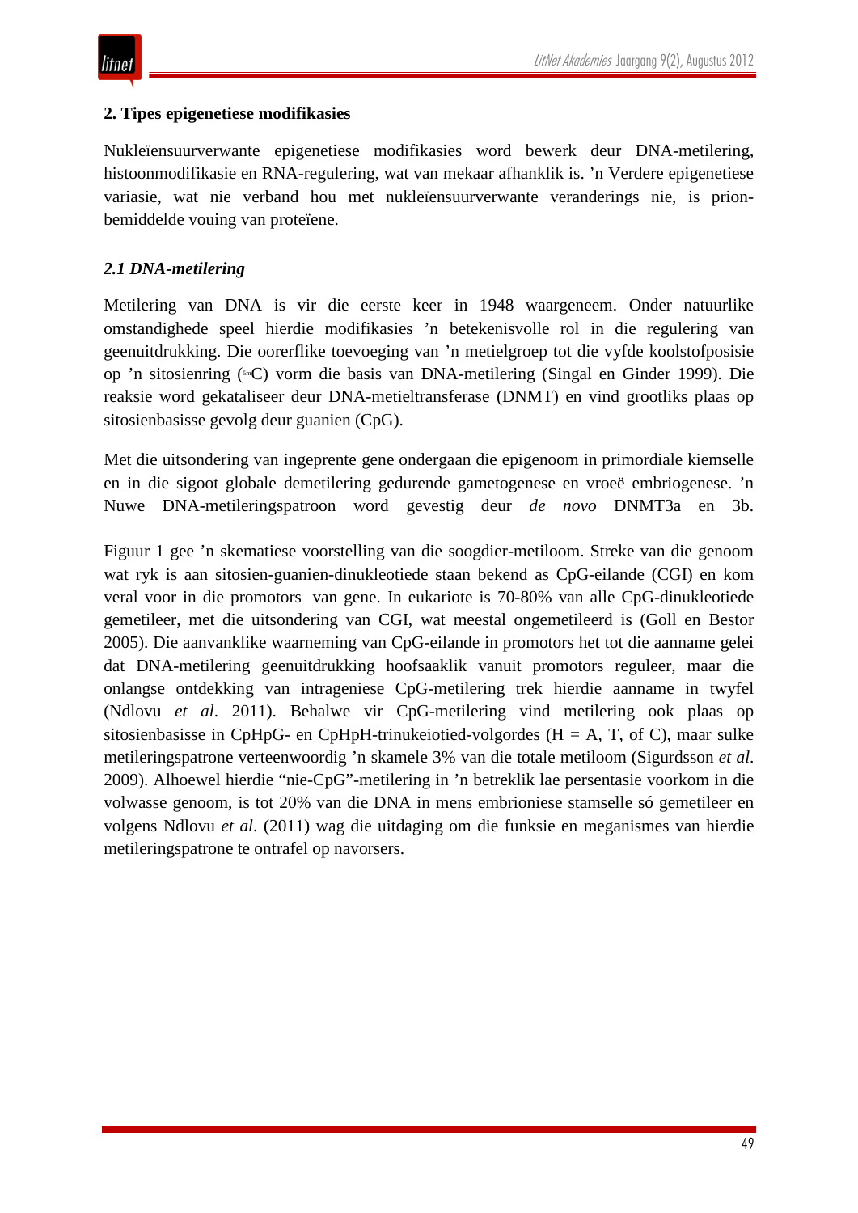## 2. Tipes epigenetiese modifikasies

Nukleïensuurverwante epigenetiese modifikasies word bewerk deur DNA-metilering, histoonmodifikasie en RNA-regulering, wat van mekaar afhanklik is. ’n Verdere epigenetiese variasie, wat nie verband hou met nukleïensuurverwante veranderings nie, is prion-bemiddelde vouing van proteïene.

### *2.1 DNA-metilering*

Metilering van DNA is vir die eerste keer in 1948 waargeneem. Onder natuurlike omstandighede speel hierdie modifikasies ’n betekenisvolle rol in die regulering van geenuitdrukking. Die oorerflike toevoeging van ’n metielgroep tot die vyfde koolstofposisie op ’n sitosienring ($^{5m}$C) vorm die basis van DNA-metilering (Singal en Ginder 1999). Die reaksie word gekataliseer deur DNA-metieltransferase (DNMT) en vind grootliks plaas op sitosienbasisse gevolg deur guanien (CpG).

Met die uitsondering van ingeprente gene ondergaan die epigenoom in primordiale kiemselle en in die sigoot globale demetilering gedurende gametogenese en vroeë embriogenese. ’n Nuwe DNA-metileringspatroon word gevestig deur *de novo* DNMT3a en 3b.

Figuur 1 gee ’n skematiese voorstelling van die soogdier-metiloom. Streke van die genoom wat ryk is aan sitosien-guanien-dinukleotiede staan bekend as CpG-eilande (CGI) en kom veral voor in die promotors van gene. In eukariote is 70-80% van alle CpG-dinukleotiede gemetileer, met die uitsondering van CGI, wat meestal ongemetileerd is (Goll en Bestor 2005). Die aanvanklike waarneming van CpG-eilande in promotors het tot die aanname gelei dat DNA-metilering geenuitdrukking hoofsaaklik vanuit promotors reguleer, maar die onlangse ontdekking van intrageniese CpG-metilering trek hierdie aanname in twyfel (Ndlovu *et al*. 2011). Behalwe vir CpG-metilering vind metilering ook plaas op sitosienbasisse in CpHpG- en CpHpH-trinukeiotied-volgordes (H = A, T, of C), maar sulke metileringspatrone verteenwoordig ’n skamele 3% van die totale metiloom (Sigurdsson *et al*. 2009). Alhoewel hierdie “nie-CpG”-metilering in ’n betreklik lae persentasie voorkom in die volwasse genoom, is tot 20% van die DNA in mens embrioniese stamselle só gemetileer en volgens Ndlovu *et al*. (2011) wag die uitdaging om die funksie en meganismes van hierdie metileringspatrone te ontrafel op navorsers.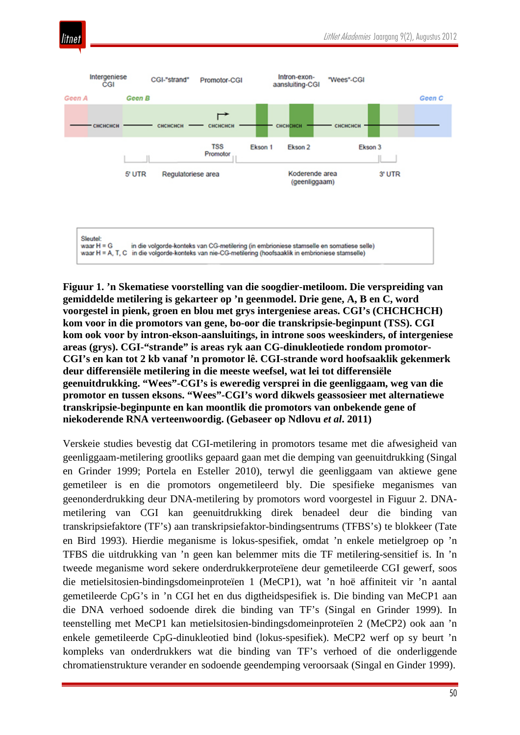**Figuur 1. ’n Skematiese voorstelling van die soogdier-metiloom. Die verspreiding van gemiddelde metilering is gekarteer op ’n geenmodel. Drie gene, A, B en C, word voorgestel in pienk, groen en blou met grys intergeniese areas. CGI’s (CHCHCHCH) kom voor in die promotors van gene, bo-oor die transkripsie-beginpunt (TSS). CGI kom ook voor by intron-ekson-aansluitings, in introne soos weeskinders, of intergeniese areas (grys). CGI-“strande” is areas ryk aan CG-dinukleotiede rondom promotor-CGI’s en kan tot 2 kb vanaf ’n promotor lê. CGI-strande word hoofsaaklik gekenmerk deur differensiële metilering in die meeste weefsel, wat lei tot differensiële geenuitdrukking. “Wees”-CGI’s is eweredig versprei in die geenliggaam, weg van die promotor en tussen eksons. “Wees”-CGI’s word dikwels geassosieer met alternatiewe transkripsie-beginpunte en kan moontlik die promotors van onbekende gene of niekoderende RNA verteenwoordig. (Gebaseer op Ndlovu *et al*. 2011)**

Verskeie studies bevestig dat CGI-metilering in promotors tesame met die afwesigheid van geenliggaam-metilering grootliks gepaard gaan met die demping van geenuitdrukking (Singal en Grinder 1999; Portela en Esteller 2010), terwyl die geenliggaam van aktiewe gene gemetileer is en die promotors ongemetileerd bly. Die spesifieke meganismes van geenonderdrukking deur DNA-metilering by promotors word voorgestel in Figuur 2. DNA-metilering van CGI kan geenuitdrukking direk benadeel deur die binding van transkripsiefaktore (TF’s) aan transkripsiefaktor-bindingsentrums (TFBS’s) te blokkeer (Tate en Bird 1993). Hierdie meganisme is lokus-spesifiek, omdat ’n enkele metielgroep op ’n TFBS die uitdrukking van ’n geen kan belemmer mits die TF metilering-sensitief is. In ’n tweede meganisme word sekere onderdrukkerproteïene deur gemetileerde CGI gewerf, soos die metielsitosien-bindingsdomeinproteïen 1 (MeCP1), wat ’n hoë affiniteit vir ’n aantal gemetileerde CpG’s in ’n CGI het en dus digtheidspesifiek is. Die binding van MeCP1 aan die DNA verhoed sodoende direk die binding van TF’s (Singal en Grinder 1999). In teenstelling met MeCP1 kan metielsitosien-bindingsdomeinproteïen 2 (MeCP2) ook aan ’n enkele gemetileerde CpG-dinukleotied bind (lokus-spesifiek). MeCP2 werf op sy beurt ’n kompleks van onderdrukkers wat die binding van TF’s verhoed of die onderliggende chromatienstrukture verander en sodoende geendemping veroorsaak (Singal en Ginder 1999).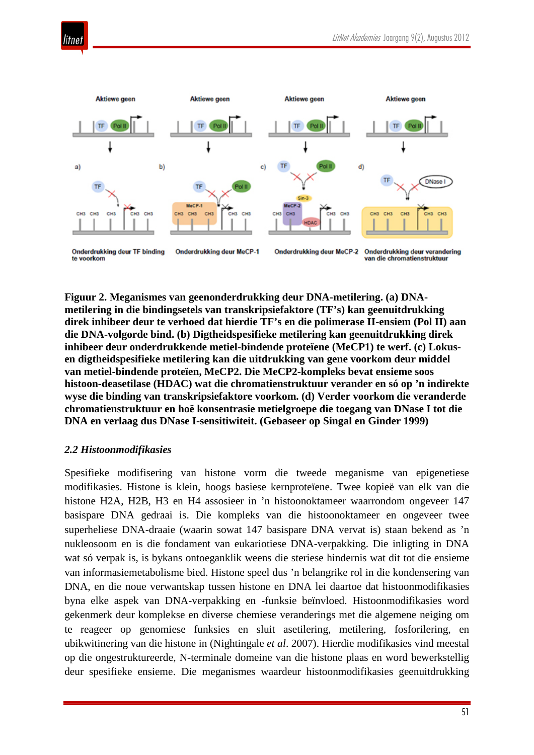**Figuur 2. Meganismes van geenonderdrukking deur DNA-metilering. (a) DNA-metilering in die bindingsetels van transkripsiefaktore (TF's) kan geenuitdrukking direk inhibeer deur te verhoed dat hierdie TF's en die polimerase II-ensiem (Pol II) aan die DNA-volgorde bind. (b) Digtheidspesifieke metilering kan geenuitdrukking direk inhibeer deur onderdrukkende metiel-bindende proteïene (MeCP1) te werf. (c) Lokus- en digtheidspesifieke metilering kan die uitdrukking van gene voorkom deur middel van metiel-bindende proteïen, MeCP2. Die MeCP2-kompleks bevat ensieme soos histoon-deasetilase (HDAC) wat die chromatienstruktuur verander en só op 'n indirekte wyse die binding van transkripsiefaktore voorkom. (d) Verder voorkom die veranderde chromatienstruktuur en hoë konsentrasie metielgroepe die toegang van DNase I tot die DNA en verlaag dus DNase I-sensitiwiteit. (Gebaseer op Singal en Ginder 1999)**

### *2.2 Histoonmodifikasies*

Spesifieke modifisering van histone vorm die tweede meganisme van epigenetiese modifikasies. Histone is klein, hoogs basiese kernproteïene. Twee kopieë van elk van die histone H2A, H2B, H3 en H4 assosieer in 'n histoonoktameer waarrondom ongeveer 147 basispare DNA gedraai is. Die kompleks van die histoonoktameer en ongeveer twee superheliese DNA-draaie (waarin sowat 147 basispare DNA vervat is) staan bekend as 'n nukleosoom en is die fondament van eukariotiese DNA-verpakking. Die inligting in DNA wat só verpak is, is bykans ontoeganklik weens die steriese hindernis wat dit tot die ensieme van informasiemetabolisme bied. Histone speel dus 'n belangrike rol in die kondensering van DNA, en die noue verwantskap tussen histone en DNA lei daartoe dat histoonmodifikasies byna elke aspek van DNA-verpakking en -funksie beïnvloed. Histoonmodifikasies word gekenmerk deur komplekse en diverse chemiese veranderings met die algemene neiging om te reageer op genomiese funksies en sluit asetilering, metilering, fosforilering, en ubikwitinering van die histone in (Nightingale *et al*. 2007). Hierdie modifikasies vind meestal op die ongestruktureerde, N-terminale domeine van die histone plaas en word bewerkstellig deur spesifieke ensieme. Die meganismes waardeur histoonmodifikasies geenuitdrukking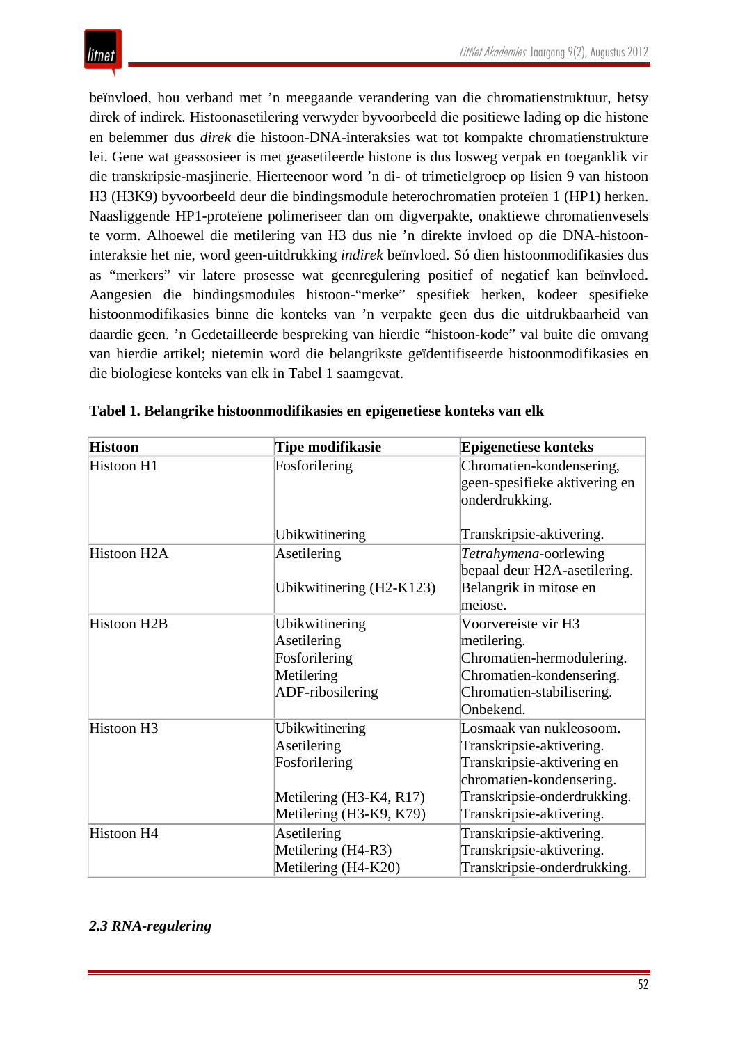beïnvloed, hou verband met ’n meegaande verandering van die chromatienstruktuur, hetsy direk of indirek. Histoonasetilering verwyder byvoorbeeld die positiewe lading op die histone en belemmer dus *direk* die histoon-DNA-interaksies wat tot kompakte chromatienstrukture lei. Gene wat geassosieer is met geasetileerde histone is dus losweg verpak en toeganklik vir die transkripsie-masjinerie. Hierteenoor word ’n di- of trimetielgroep op lisien 9 van histoon H3 (H3K9) byvoorbeeld deur die bindingsmodule heterochromatien proteïen 1 (HP1) herken. Naasliggende HP1-proteïene polimeriseer dan om digverpakte, onaktiewe chromatienvesels te vorm. Alhoewel die metilering van H3 dus nie ’n direkte invloed op die DNA-histoon-interaksie het nie, word geen-uitdrukking *indirek* beïnvloed. Só dien histoonmodifikasies dus as “merkers” vir latere prosesse wat geenregulering positief of negatief kan beïnvloed. Aangesien die bindingsmodules histoon-“merke” spesifiek herken, kodeer spesifieke histoonmodifikasies binne die konteks van ’n verpakte geen dus die uitdrukbaarheid van daardie geen. ’n Gedetailleerde bespreking van hierdie “histoon-kode” val buite die omvang van hierdie artikel; nietemin word die belangrikste geïdentifiseerde histoonmodifikasies en die biologiese konteks van elk in Tabel 1 saamgevat.

**Tabel 1. Belangrike histoonmodifikasies en epigenetiese konteks van elk**

| Histoon | Tipe modifikasie | Epigenetiese konteks |
|---|---|---|
| Histoon H1 | Fosforilering<br><br>Ubikwitinering | Chromatien-kondensering, geen-spesifieke aktivering en onderdrukking.<br><br>Transkripsie-aktivering. |
| Histoon H2A | Asetilering<br><br>Ubikwitinering (H2-K123) | *Tetrahymena*-oorlewing bepaal deur H2A-asetilering.<br>Belangrik in mitose en meiose. |
| Histoon H2B | Ubikwitinering<br>Asetilering<br>Fosforilering<br>Metilering<br>ADF-ribosilering | Voorvereiste vir H3 metilering.<br>Chromatien-hermodulering.<br>Chromatien-kondensering.<br>Chromatien-stabilisering.<br>Onbekend. |
| Histoon H3 | Ubikwitinering<br>Asetilering<br>Fosforilering<br><br>Metilering (H3-K4, R17)<br>Metilering (H3-K9, K79) | Losmaak van nukleosoom.<br>Transkripsie-aktivering.<br>Transkripsie-aktivering en chromatien-kondensering.<br>Transkripsie-onderdrukking.<br>Transkripsie-aktivering. |
| Histoon H4 | Asetilering<br>Metilering (H4-R3)<br>Metilering (H4-K20) | Transkripsie-aktivering.<br>Transkripsie-aktivering.<br>Transkripsie-onderdrukking. |

### *2.3 RNA-regulering*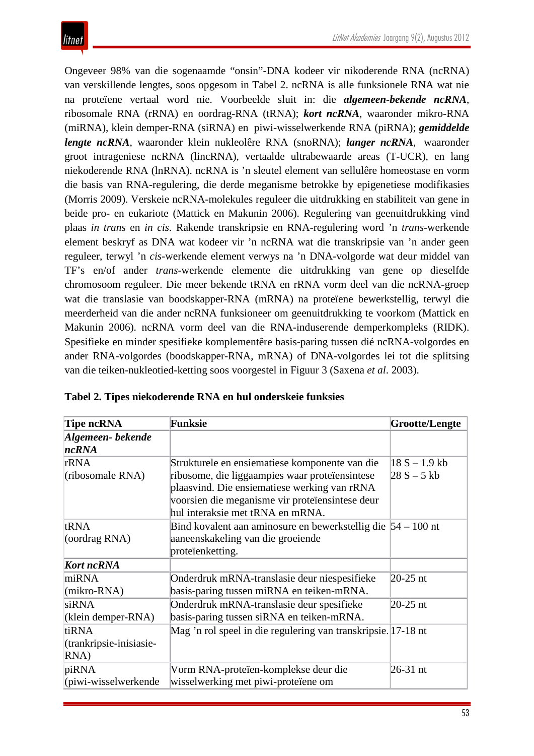Ongeveer 98% van die sogenaamde "onsin"-DNA kodeer vir nikoderende RNA (ncRNA) van verskillende lengtes, soos opgesom in Tabel 2. ncRNA is alle funksionele RNA wat nie na proteïene vertaal word nie. Voorbeelde sluit in: die ***algemeen-bekende ncRNA***, ribosomale RNA (rRNA) en oordrag-RNA (tRNA); ***kort ncRNA***, waaronder mikro-RNA (miRNA), klein demper-RNA (siRNA) en piwi-wisselwerkende RNA (piRNA); ***gemiddelde lengte ncRNA***, waaronder klein nukleolêre RNA (snoRNA); ***langer ncRNA***, waaronder groot intrageniese ncRNA (lincRNA), vertaalde ultrabewaarde areas (T-UCR), en lang niekoderende RNA (lnRNA). ncRNA is 'n sleutel element van sellulêre homeostase en vorm die basis van RNA-regulering, die derde meganisme betrokke by epigenetiese modifikasies (Morris 2009). Verskeie ncRNA-molekules reguleer die uitdrukking en stabiliteit van gene in beide pro- en eukariote (Mattick en Makunin 2006). Regulering van geenuitdrukking vind plaas *in trans* en *in cis*. Rakende transkripsie en RNA-regulering word 'n *trans*-werkende element beskryf as DNA wat kodeer vir 'n ncRNA wat die transkripsie van 'n ander geen reguleer, terwyl 'n *cis*-werkende element verwys na 'n DNA-volgorde wat deur middel van TF's en/of ander *trans*-werkende elemente die uitdrukking van gene op dieselfde chromosoom reguleer. Die meer bekende tRNA en rRNA vorm deel van die ncRNA-groep wat die translasie van boodskapper-RNA (mRNA) na proteïene bewerkstellig, terwyl die meerderheid van die ander ncRNA funksioneer om geenuitdrukking te voorkom (Mattick en Makunin 2006). ncRNA vorm deel van die RNA-induserende demperkompleks (RIDK). Spesifieke en minder spesifieke komplementêre basis-paring tussen dié ncRNA-volgordes en ander RNA-volgordes (boodskapper-RNA, mRNA) of DNA-volgordes lei tot die splitsing van die teiken-nukleotied-ketting soos voorgestel in Figuur 3 (Saxena *et al*. 2003).

**Tabel 2. Tipes niekoderende RNA en hul onderskeie funksies**

| Tipe ncRNA | Funksie | Grootte/Lengte |
|---|---|---|
| ***Algemeen- bekende ncRNA*** | | |
| rRNA (ribosomale RNA) | Strukturele en ensiematiese komponente van die ribosome, die liggaampies waar proteïensintese plaasvind. Die ensiematiese werking van rRNA voorsien die meganisme vir proteïensintese deur hul interaksie met tRNA en mRNA. | 18 S – 1.9 kb<br>28 S – 5 kb |
| tRNA (oordrag RNA) | Bind kovalent aan aminosure en bewerkstellig die aaneenskakeling van die groeiende proteïenketting. | 54 – 100 nt |
| ***Kort ncRNA*** | | |
| miRNA (mikro-RNA) | Onderdruk mRNA-translasie deur niespesifieke basis-paring tussen miRNA en teiken-mRNA. | 20-25 nt |
| siRNA (klein demper-RNA) | Onderdruk mRNA-translasie deur spesifieke basis-paring tussen siRNA en teiken-mRNA. | 20-25 nt |
| tiRNA (trankripsie-inisiasie-RNA) | Mag 'n rol speel in die regulering van transkripsie. | 17-18 nt |
| piRNA (piwi-wisselwerkende | Vorm RNA-proteïen-komplekse deur die wisselwerking met piwi-proteïene om | 26-31 nt |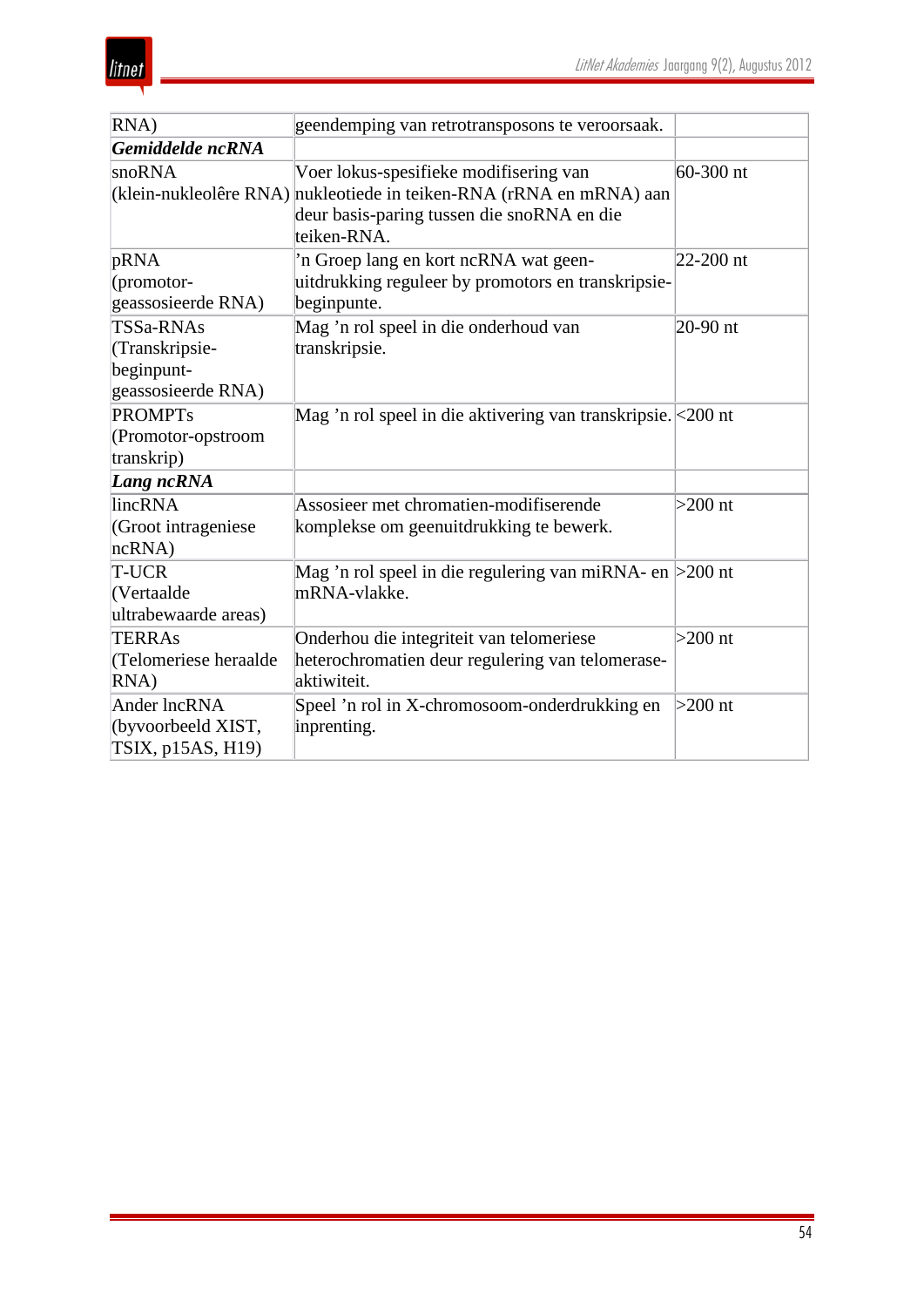| RNA) | geendemping van retrotransposons te veroorsaak. | |
|---|---|---|
| ***Gemiddelde ncRNA*** | | |
| snoRNA (klein-nukleolêre RNA) | Voer lokus-spesifieke modifisering van nukleotiede in teiken-RNA (rRNA en mRNA) aan deur basis-paring tussen die snoRNA en die teiken-RNA. | 60-300 nt |
| pRNA (promotor-geassosieerde RNA) | 'n Groep lang en kort ncRNA wat geen-uitdrukking reguleer by promotors en transkripsie-beginpunte. | 22-200 nt |
| TSSa-RNAs (Transkripsie-beginpunt-geassosieerde RNA) | Mag 'n rol speel in die onderhoud van transkripsie. | 20-90 nt |
| PROMPTs (Promotor-opstroom transkrip) | Mag 'n rol speel in die aktivering van transkripsie. | <200 nt |
| ***Lang ncRNA*** | | |
| lincRNA (Groot intrageniese ncRNA) | Assosieer met chromatien-modifiserende komplekse om geenuitdrukking te bewerk. | >200 nt |
| T-UCR (Vertaalde ultrabewaarde areas) | Mag 'n rol speel in die regulering van miRNA- en mRNA-vlakke. | >200 nt |
| TERRAs (Telomeriese heraalde RNA) | Onderhou die integriteit van telomeriese heterochromatien deur regulering van telomerase-aktiwiteit. | >200 nt |
| Ander lncRNA (byvoorbeeld XIST, TSIX, p15AS, H19) | Speel 'n rol in X-chromosoom-onderdrukking en inprenting. | >200 nt |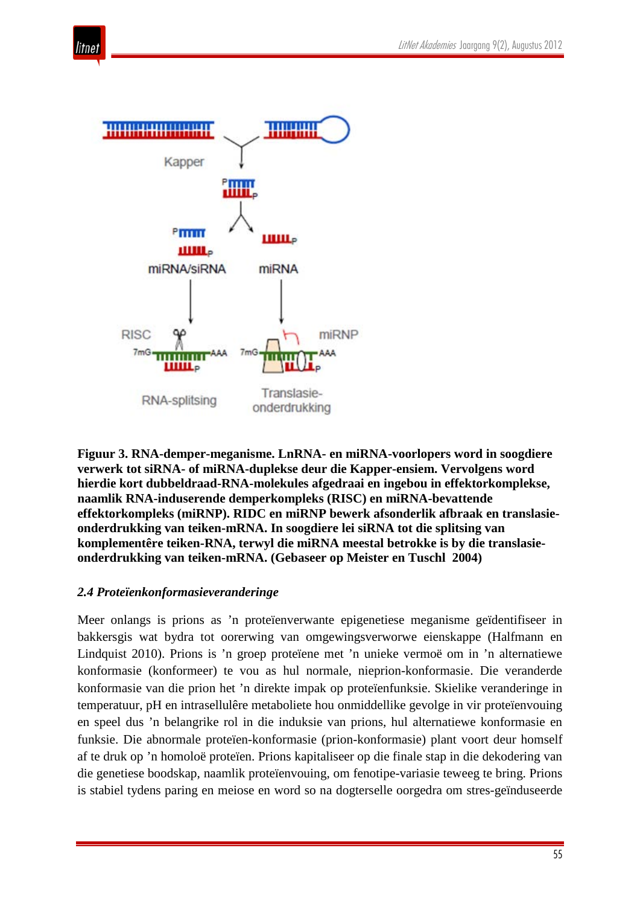**Figuur 3. RNA-demper-meganisme. LnRNA- en miRNA-voorlopers word in soogdiere verwerk tot siRNA- of miRNA-duplekse deur die Kapper-ensiem. Vervolgens word hierdie kort dubbeldraad-RNA-molekules afgedraai en ingebou in effektorkomplekse, naamlik RNA-induserende demperkompleks (RISC) en miRNA-bevattende effektorkompleks (miRNP). RIDC en miRNP bewerk afsonderlik afbraak en translasie-onderdrukking van teiken-mRNA. In soogdiere lei siRNA tot die splitsing van komplementêre teiken-RNA, terwyl die miRNA meestal betrokke is by die translasie-onderdrukking van teiken-mRNA. (Gebaseer op Meister en Tuschl 2004)**

### *2.4 Proteïenkonformasieveranderinge*

Meer onlangs is prions as ’n proteïenverwante epigenetiese meganisme geïdentifiseer in bakkersgis wat bydra tot oorerwing van omgewingsverworwe eienskappe (Halfmann en Lindquist 2010). Prions is ’n groep proteïene met ’n unieke vermoë om in ’n alternatiewe konformasie (konformeer) te vou as hul normale, nieprion-konformasie. Die veranderde konformasie van die prion het ’n direkte impak op proteïenfunksie. Skielike veranderinge in temperatuur, pH en intrasellulêre metaboliete hou onmiddellike gevolge in vir proteïenvouing en speel dus ’n belangrike rol in die induksie van prions, hul alternatiewe konformasie en funksie. Die abnormale proteïen-konformasie (prion-konformasie) plant voort deur homself af te druk op ’n homoloë proteïen. Prions kapitaliseer op die finale stap in die dekodering van die genetiese boodskap, naamlik proteïenvouing, om fenotipe-variasie teweeg te bring. Prions is stabiel tydens paring en meiose en word so na dogterselle oorgedra om stres-geïnduseerde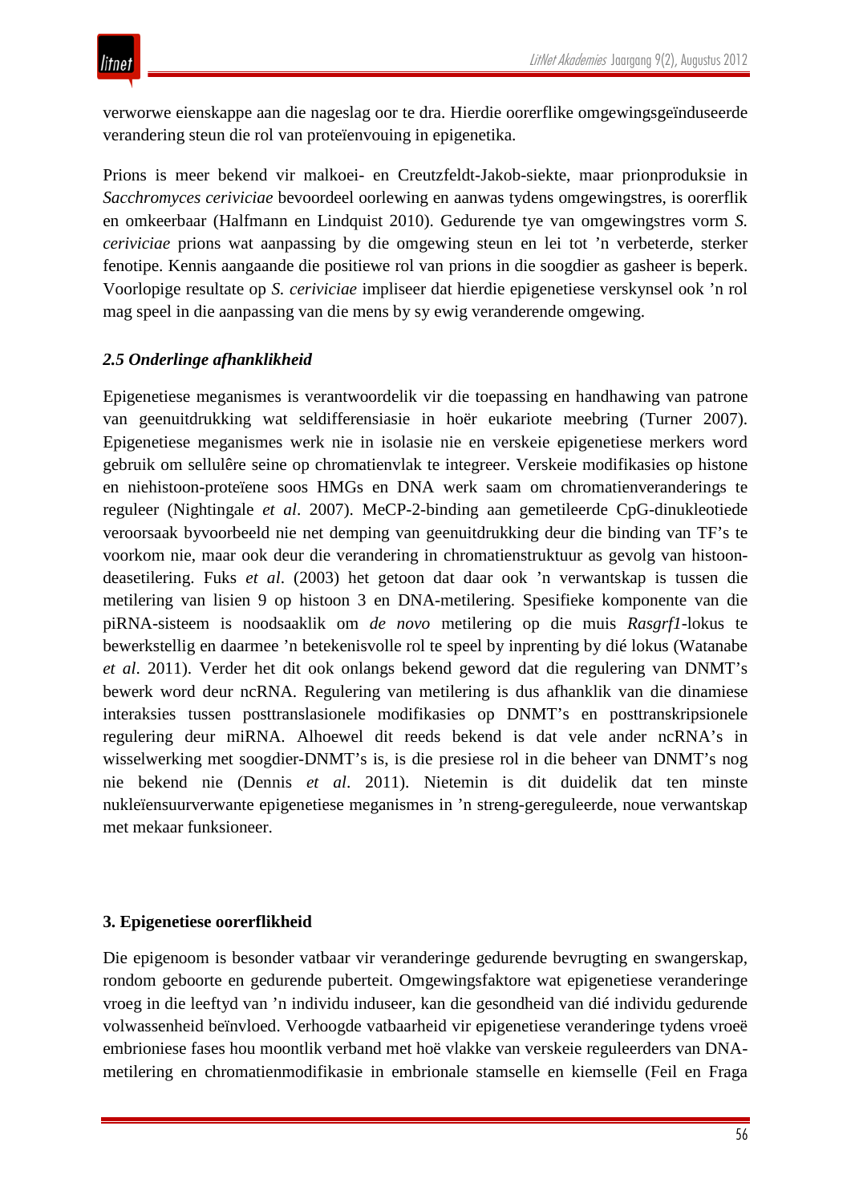verworwe eienskappe aan die nageslag oor te dra. Hierdie oorerflike omgewingsgeïnduseerde verandering steun die rol van proteïenvouing in epigenetika.

Prions is meer bekend vir malkoei- en Creutzfeldt-Jakob-siekte, maar prionproduksie in *Sacchromyces cerivicia*e bevoordeel oorlewing en aanwas tydens omgewingstres, is oorerflik en omkeerbaar (Halfmann en Lindquist 2010). Gedurende tye van omgewingstres vorm *S. cerivicia*e prions wat aanpassing by die omgewing steun en lei tot 'n verbeterde, sterker fenotipe. Kennis aangaande die positiewe rol van prions in die soogdier as gasheer is beperk. Voorlopige resultate op *S. cerivicia*e impliseer dat hierdie epigenetiese verskynsel ook 'n rol mag speel in die aanpassing van die mens by sy ewig veranderende omgewing.

### *2.5 Onderlinge afhanklikheid*

Epigenetiese meganismes is verantwoordelik vir die toepassing en handhawing van patrone van geenuitdrukking wat seldifferensiasie in hoër eukariote meebring (Turner 2007). Epigenetiese meganismes werk nie in isolasie nie en verskeie epigenetiese merkers word gebruik om sellulêre seine op chromatienvlak te integreer. Verskeie modifikasies op histone en niehistoon-proteïene soos HMGs en DNA werk saam om chromatienveranderings te reguleer (Nightingale *et al*. 2007). MeCP-2-binding aan gemetileerde CpG-dinukleotiede veroorsaak byvoorbeeld nie net demping van geenuitdrukking deur die binding van TF's te voorkom nie, maar ook deur die verandering in chromatienstruktuur as gevolg van histoondeasetilering. Fuks *et al*. (2003) het getoon dat daar ook 'n verwantskap is tussen die metilering van lisien 9 op histoon 3 en DNA-metilering. Spesifieke komponente van die piRNA-sisteem is noodsaaklik om *de novo* metilering op die muis *Rasgrf1*-lokus te bewerkstellig en daarmee 'n betekenisvolle rol te speel by inprenting by dié lokus (Watanabe *et al*. 2011). Verder het dit ook onlangs bekend geword dat die regulering van DNMT's bewerk word deur ncRNA. Regulering van metilering is dus afhanklik van die dinamiese interaksies tussen posttranslasionele modifikasies op DNMT's en posttranskripsionele regulering deur miRNA. Alhoewel dit reeds bekend is dat vele ander ncRNA's in wisselwerking met soogdier-DNMT's is, is die presiese rol in die beheer van DNMT's nog nie bekend nie (Dennis *et al*. 2011). Nietemin is dit duidelik dat ten minste nukleïensuurverwante epigenetiese meganismes in 'n streng-gereguleerde, noue verwantskap met mekaar funksioneer.

## **3. Epigenetiese oorerflikheid**

Die epigenoom is besonder vatbaar vir veranderinge gedurende bevrugting en swangerskap, rondom geboorte en gedurende puberteit. Omgewingsfaktore wat epigenetiese veranderinge vroeg in die leeftyd van 'n individu induseer, kan die gesondheid van dié individu gedurende volwassenheid beïnvloed. Verhoogde vatbaarheid vir epigenetiese veranderinge tydens vroeë embrioniese fases hou moontlik verband met hoë vlakke van verskeie reguleerders van DNA-metilering en chromatienmodifikasie in embrionale stamselle en kiemselle (Feil en Fraga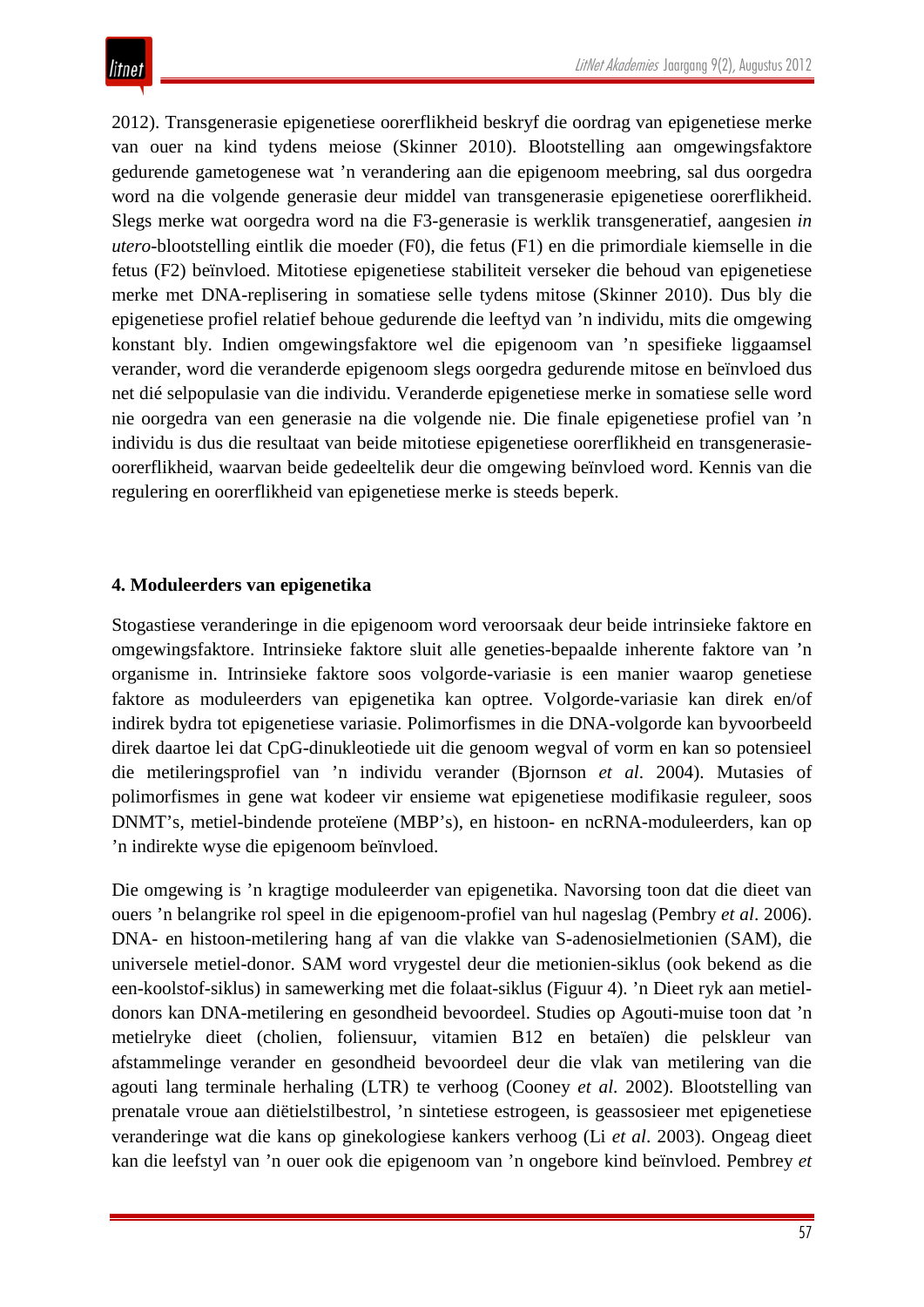2012). Transgenerasie epigenetiese oorerflikheid beskryf die oordrag van epigenetiese merke van ouer na kind tydens meiose (Skinner 2010). Blootstelling aan omgewingsfaktore gedurende gametogenese wat 'n verandering aan die epigenoom meebring, sal dus oorgedra word na die volgende generasie deur middel van transgenerasie epigenetiese oorerflikheid. Slegs merke wat oorgedra word na die F3-generasie is werklik transgeneratief, aangesien *in utero*-blootstelling eintlik die moeder (F0), die fetus (F1) en die primordiale kiemselle in die fetus (F2) beïnvloed. Mitotiese epigenetiese stabiliteit verseker die behoud van epigenetiese merke met DNA-replisering in somatiese selle tydens mitose (Skinner 2010). Dus bly die epigenetiese profiel relatief behoue gedurende die leeftyd van 'n individu, mits die omgewing konstant bly. Indien omgewingsfaktore wel die epigenoom van 'n spesifieke liggaamsel verander, word die veranderde epigenoom slegs oorgedra gedurende mitose en beïnvloed dus net dié selpopulasie van die individu. Veranderde epigenetiese merke in somatiese selle word nie oorgedra van een generasie na die volgende nie. Die finale epigenetiese profiel van 'n individu is dus die resultaat van beide mitotiese epigenetiese oorerflikheid en transgenerasie-oorerflikheid, waarvan beide gedeeltelik deur die omgewing beïnvloed word. Kennis van die regulering en oorerflikheid van epigenetiese merke is steeds beperk.

## 4. Moduleerders van epigenetika

Stogastiese veranderinge in die epigenoom word veroorsaak deur beide intrinsieke faktore en omgewingsfaktore. Intrinsieke faktore sluit alle geneties-bepaalde inherente faktore van 'n organisme in. Intrinsieke faktore soos volgorde-variasie is een manier waarop genetiese faktore as moduleerders van epigenetika kan optree. Volgorde-variasie kan direk en/of indirek bydra tot epigenetiese variasie. Polimorfismes in die DNA-volgorde kan byvoorbeeld direk daartoe lei dat CpG-dinukleotiede uit die genoom wegval of vorm en kan so potensieel die metileringsprofiel van 'n individu verander (Bjornson *et al*. 2004). Mutasies of polimorfismes in gene wat kodeer vir ensieme wat epigenetiese modifikasie reguleer, soos DNMT's, metiel-bindende proteïene (MBP's), en histoon- en ncRNA-moduleerders, kan op 'n indirekte wyse die epigenoom beïnvloed.

Die omgewing is 'n kragtige moduleerder van epigenetika. Navorsing toon dat die dieet van ouers 'n belangrike rol speel in die epigenoom-profiel van hul nageslag (Pembry *et al*. 2006). DNA- en histoon-metilering hang af van die vlakke van S-adenosielmetionien (SAM), die universele metiel-donor. SAM word vrygestel deur die metionien-siklus (ook bekend as die een-koolstof-siklus) in samewerking met die folaat-siklus (Figuur 4). 'n Dieet ryk aan metiel-donors kan DNA-metilering en gesondheid bevoordeel. Studies op Agouti-muise toon dat 'n metielryke dieet (cholien, foliensuur, vitamien B12 en betaïen) die pelskleur van afstammelinge verander en gesondheid bevoordeel deur die vlak van metilering van die agouti lang terminale herhaling (LTR) te verhoog (Cooney *et al*. 2002). Blootstelling van prenatale vroue aan diëtielstilbestrol, 'n sintetiese estrogeen, is geassosieer met epigenetiese veranderinge wat die kans op ginekologiese kankers verhoog (Li *et al*. 2003). Ongeag dieet kan die leefstyl van 'n ouer ook die epigenoom van 'n ongebore kind beïnvloed. Pembrey *et*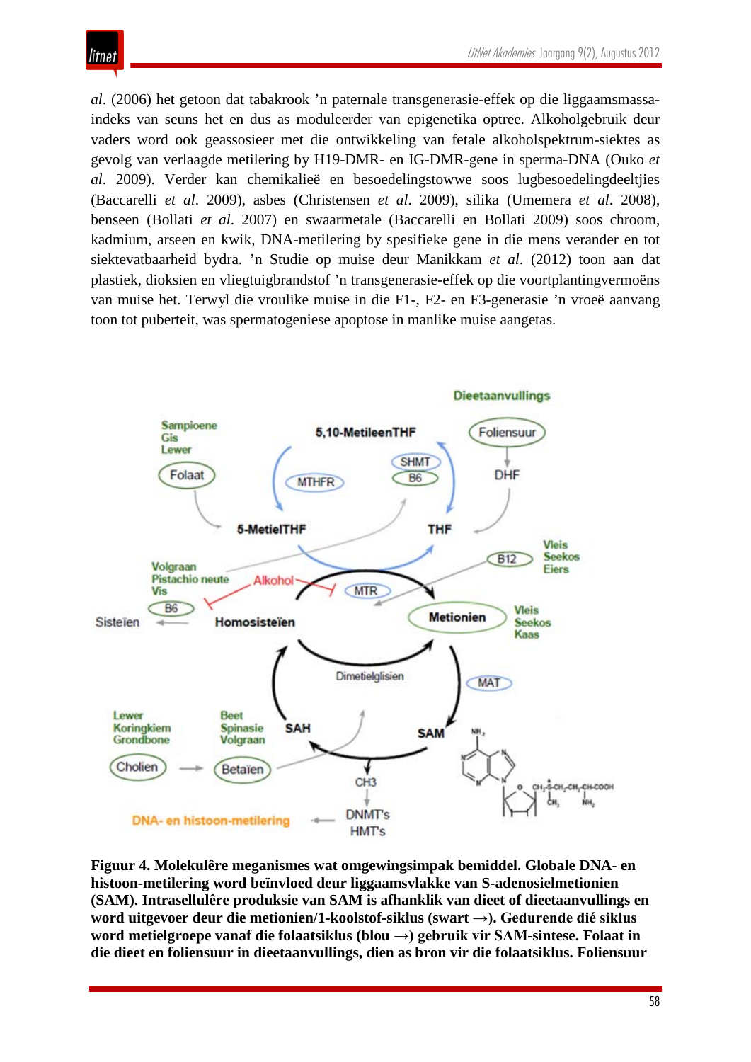*al*. (2006) het getoon dat tabakrook 'n paternale transgenerasie-effek op die liggaamsmassa-indeks van seuns het en dus as moduleerder van epigenetika optree. Alkoholgebruik deur vaders word ook geassosieer met die ontwikkeling van fetale alkoholspektrum-siektes as gevolg van verlaagde metilering by H19-DMR- en IG-DMR-gene in sperma-DNA (Ouko *et al*. 2009). Verder kan chemikalieë en besoedelingstowwe soos lugbesoedelingdeeltjies (Baccarelli *et al*. 2009), asbes (Christensen *et al*. 2009), silika (Umemera *et al*. 2008), benseen (Bollati *et al*. 2007) en swaarmetale (Baccarelli en Bollati 2009) soos chroom, kadmium, arseen en kwik, DNA-metilering by spesifieke gene in die mens verander en tot siektevatbaarheid bydra. 'n Studie op muise deur Manikkam *et al*. (2012) toon aan dat plastiek, dioksien en vliegtuigbrandstof 'n transgenerasie-effek op die voortplantingvermoëns van muise het. Terwyl die vroulike muise in die F1-, F2- en F3-generasie 'n vroeë aanvang toon tot puberteit, was spermatogeniese apoptose in manlike muise aangetas.

**Figuur 4. Molekulêre meganismes wat omgewingsimpak bemiddel. Globale DNA- en histoon-metilering word beïnvloed deur liggaamsvlakke van S-adenosielmetionien (SAM). Intrasellulêre produksie van SAM is afhanklik van dieet of dieetaanvullings en word uitgevoer deur die metionien/1-koolstof-siklus (swart →). Gedurende dié siklus word metielgroepe vanaf die folaatsiklus (blou →) gebruik vir SAM-sintese. Folaat in die dieet en foliensuur in dieetaanvullings, dien as bron vir die folaatsiklus. Foliensuur**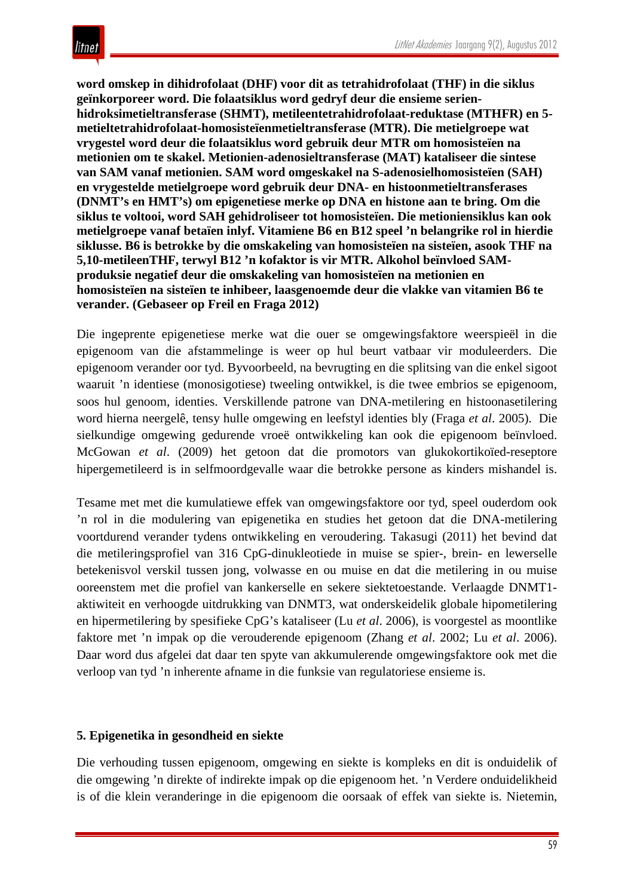**word omskep in dihidrofolaat (DHF) voor dit as tetrahidrofolaat (THF) in die siklus geïnkorporeer word. Die folaatsiklus word gedryf deur die ensieme serien-hidroksimetieltransferase (SHMT), metileentetrahidrofolaat-reduktase (MTHFR) en 5-metieltetrahidrofolaat-homosisteïenmetieltransferase (MTR). Die metielgroepe wat vrygestel word deur die folaatsiklus word gebruik deur MTR om homosisteïen na metionien om te skakel. Metionien-adenosieltransferase (MAT) kataliseer die sintese van SAM vanaf metionien. SAM word omgeskakel na S-adenosielhomosisteïen (SAH) en vrygestelde metielgroepe word gebruik deur DNA- en histoonmetieltransferases (DNMT's en HMT's) om epigenetiese merke op DNA en histone aan te bring. Om die siklus te voltooi, word SAH gehidroliseer tot homosisteïen. Die metioniensiklus kan ook metielgroepe vanaf betaïen inlyf. Vitamiene B6 en B12 speel 'n belangrike rol in hierdie siklusse. B6 is betrokke by die omskakeling van homosisteïen na sisteïen, asook THF na 5,10-metileenTHF, terwyl B12 'n kofaktor is vir MTR. Alkohol beïnvloed SAM-produksie negatief deur die omskakeling van homosisteïen na metionien en homosisteïen na sisteïen te inhibeer, laasgenoemde deur die vlakke van vitamien B6 te verander. (Gebaseer op Freil en Fraga 2012)**

Die ingeprente epigenetiese merke wat die ouer se omgewingsfaktore weerspieël in die epigenoom van die afstammelinge is weer op hul beurt vatbaar vir moduleerders. Die epigenoom verander oor tyd. Byvoorbeeld, na bevrugting en die splitsing van die enkel sigoot waaruit 'n identiese (monosigotiese) tweeling ontwikkel, is die twee embrios se epigenoom, soos hul genoom, identies. Verskillende patrone van DNA-metilering en histoonasetilering word hierna neergelê, tensy hulle omgewing en leefstyl identies bly (Fraga *et al*. 2005). Die sielkundige omgewing gedurende vroeë ontwikkeling kan ook die epigenoom beïnvloed. McGowan *et al*. (2009) het getoon dat die promotors van glukokortikoïed-reseptore hipergemetileerd is in selfmoordgevalle waar die betrokke persone as kinders mishandel is.

Tesame met met die kumulatiewe effek van omgewingsfaktore oor tyd, speel ouderdom ook 'n rol in die modulering van epigenetika en studies het getoon dat die DNA-metilering voortdurend verander tydens ontwikkeling en veroudering. Takasugi (2011) het bevind dat die metileringsprofiel van 316 CpG-dinukleotiede in muise se spier-, brein- en lewerselle betekenisvol verskil tussen jong, volwasse en ou muise en dat die metilering in ou muise ooreenstem met die profiel van kankerselle en sekere siektetoestande. Verlaagde DNMT1-aktiwiteit en verhoogde uitdrukking van DNMT3, wat onderskeidelik globale hipometilering en hipermetilering by spesifieke CpG's kataliseer (Lu *et al*. 2006), is voorgestel as moontlike faktore met 'n impak op die verouderende epigenoom (Zhang *et al*. 2002; Lu *et al*. 2006). Daar word dus afgelei dat daar ten spyte van akkumulerende omgewingsfaktore ook met die verloop van tyd 'n inherente afname in die funksie van regulatoriese ensieme is.

## 5. Epigenetika in gesondheid en siekte

Die verhouding tussen epigenoom, omgewing en siekte is kompleks en dit is onduidelik of die omgewing 'n direkte of indirekte impak op die epigenoom het. 'n Verdere onduidelikheid is of die klein veranderinge in die epigenoom die oorsaak of effek van siekte is. Nietemin,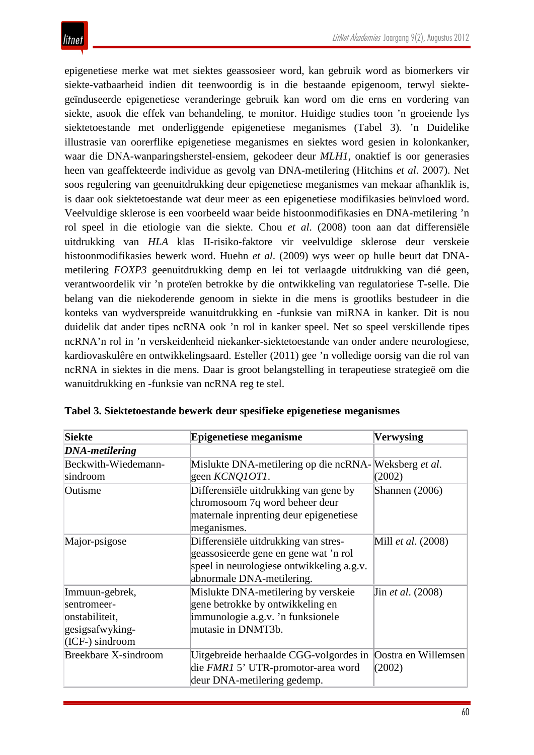epigenetiese merke wat met siektes geassosieer word, kan gebruik word as biomerkers vir siekte-vatbaarheid indien dit teenwoordig is in die bestaande epigenoom, terwyl siekte-geïnduseerde epigenetiese veranderinge gebruik kan word om die erns en vordering van siekte, asook die effek van behandeling, te monitor. Huidige studies toon 'n groeiende lys siektetoestande met onderliggende epigenetiese meganismes (Tabel 3). 'n Duidelike illustrasie van oorerflike epigenetiese meganismes en siektes word gesien in kolonkanker, waar die DNA-wanparingsherstel-ensiem, gekodeer deur *MLH1*, onaktief is oor generasies heen van geaffekteerde individue as gevolg van DNA-metilering (Hitchins *et al*. 2007). Net soos regulering van geenuitdrukking deur epigenetiese meganismes van mekaar afhanklik is, is daar ook siektetoestande wat deur meer as een epigenetiese modifikasies beïnvloed word. Veelvuldige sklerose is een voorbeeld waar beide histoonmodifikasies en DNA-metilering 'n rol speel in die etiologie van die siekte. Chou *et al*. (2008) toon aan dat differensiële uitdrukking van *HLA* klas II-risiko-faktore vir veelvuldige sklerose deur verskeie histoonmodifikasies bewerk word. Huehn *et al*. (2009) wys weer op hulle beurt dat DNA-metilering *FOXP3* geenuitdrukking demp en lei tot verlaagde uitdrukking van dié geen, verantwoordelik vir 'n proteïen betrokke by die ontwikkeling van regulatoriese T-selle. Die belang van die niekoderende genoom in siekte in die mens is grootliks bestudeer in die konteks van wydverspreide wanuitdrukking en -funksie van miRNA in kanker. Dit is nou duidelik dat ander tipes ncRNA ook 'n rol in kanker speel. Net so speel verskillende tipes ncRNA'n rol in 'n verskeidenheid niekanker-siektetoestande van onder andere neurologiese, kardiovaskulêre en ontwikkelingsaard. Esteller (2011) gee 'n volledige oorsig van die rol van ncRNA in siektes in die mens. Daar is groot belangstelling in terapeutiese strategieë om die wanuitdrukking en -funksie van ncRNA reg te stel.

**Tabel 3. Siektetoestande bewerk deur spesifieke epigenetiese meganismes**

| Siekte | Epigenetiese meganisme | Verwysing |
|---|---|---|
| ***DNA-metilering*** | | |
| Beckwith-Wiedemann-sindroom | Mislukte DNA-metilering op die ncRNA-geen *KCNQ1OT1*. | Weksberg *et al*. (2002) |
| Outisme | Differensiële uitdrukking van gene by chromosoom 7q word beheer deur maternale inprenting deur epigenetiese meganismes. | Shannen (2006) |
| Major-psigose | Differensiële uitdrukking van stres-geassosieerde gene en gene wat 'n rol speel in neurologiese ontwikkeling a.g.v. abnormale DNA-metilering. | Mill *et al*. (2008) |
| Immuun-gebrek, sentromeer-onstabiliteit, gesigsafwyking-(ICF-) sindroom | Mislukte DNA-metilering by verskeie gene betrokke by ontwikkeling en immunologie a.g.v. 'n funksionele mutasie in DNMT3b. | Jin *et al*. (2008) |
| Breekbare X-sindroom | Uitgebreide herhaalde CGG-volgordes in die *FMR1* 5' UTR-promotor-area word deur DNA-metilering gedemp. | Oostra en Willemsen (2002) |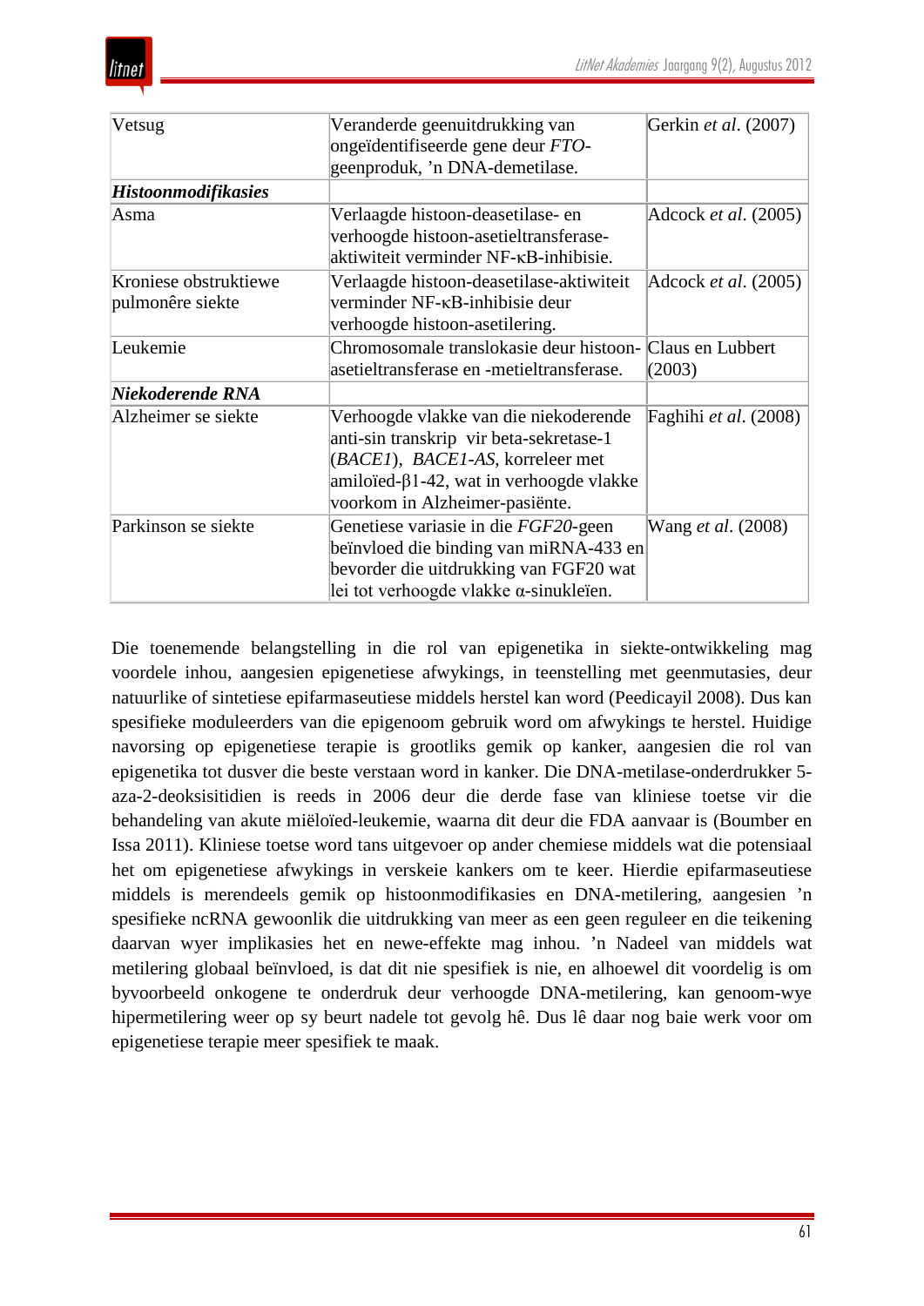| | | |
|---|---|---|
| Vetsug | Veranderde geenuitdrukking van ongeïdentifiseerde gene deur *FTO*-geenproduk, ’n DNA-demetilase. | Gerkin *et al*. (2007) |
| ***Histoonmodifikasies*** | | |
| Asma | Verlaagde histoon-deasetilase- en verhoogde histoon-asetieltransferase-aktiwiteit verminder NF-κB-inhibisie. | Adcock *et al*. (2005) |
| Kroniese obstruktiewe pulmonêre siekte | Verlaagde histoon-deasetilase-aktiwiteit verminder NF-κB-inhibisie deur verhoogde histoon-asetilering. | Adcock *et al*. (2005) |
| Leukemie | Chromosomale translokasie deur histoon-asetieltransferase en -metieltransferase. | Claus en Lubbert (2003) |
| ***Niekoderende RNA*** | | |
| Alzheimer se siekte | Verhoogde vlakke van die niekoderende anti-sin transkrip vir beta-sekretase-1 (*BACE1*), *BACE1-AS*, korreleer met amiloïed-β1-42, wat in verhoogde vlakke voorkom in Alzheimer-pasiënte. | Faghihi *et al*. (2008) |
| Parkinson se siekte | Genetiese variasie in die *FGF20*-geen beïnvloed die binding van miRNA-433 en bevorder die uitdrukking van FGF20 wat lei tot verhoogde vlakke α-sinukleïen. | Wang *et al*. (2008) |

Die toenemende belangstelling in die rol van epigenetika in siekte-ontwikkeling mag voordele inhou, aangesien epigenetiese afwykings, in teenstelling met geenmutasies, deur natuurlike of sintetiese epifarmaseutiese middels herstel kan word (Peedicayil 2008). Dus kan spesifieke moduleerders van die epigenoom gebruik word om afwykings te herstel. Huidige navorsing op epigenetiese terapie is grootliks gemik op kanker, aangesien die rol van epigenetika tot dusver die beste verstaan word in kanker. Die DNA-metilase-onderdrukker 5-aza-2-deoksisitidien is reeds in 2006 deur die derde fase van kliniese toetse vir die behandeling van akute miëloïed-leukemie, waarna dit deur die FDA aanvaar is (Boumber en Issa 2011). Kliniese toetse word tans uitgevoer op ander chemiese middels wat die potensiaal het om epigenetiese afwykings in verskeie kankers om te keer. Hierdie epifarmaseutiese middels is merendeels gemik op histoonmodifikasies en DNA-metilering, aangesien ’n spesifieke ncRNA gewoonlik die uitdrukking van meer as een geen reguleer en die teikening daarvan wyer implikasies het en newe-effekte mag inhou. ’n Nadeel van middels wat metilering globaal beïnvloed, is dat dit nie spesifiek is nie, en alhoewel dit voordelig is om byvoorbeeld onkogene te onderdruk deur verhoogde DNA-metilering, kan genoom-wye hipermetilering weer op sy beurt nadele tot gevolg hê. Dus lê daar nog baie werk voor om epigenetiese terapie meer spesifiek te maak.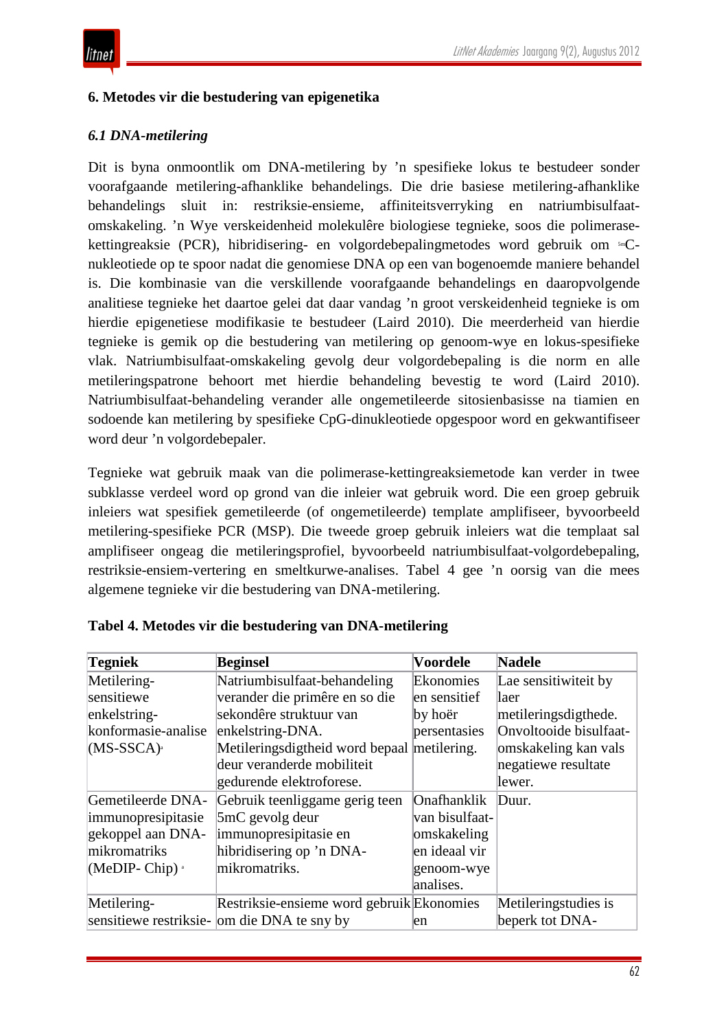## 6. Metodes vir die bestudering van epigenetika

### *6.1 DNA-metilering*

Dit is byna onmoontlik om DNA-metilering by ’n spesifieke lokus te bestudeer sonder voorafgaande metilering-afhanklike behandelings. Die drie basiese metilering-afhanklike behandelings sluit in: restriksie-ensieme, affiniteitsverryking en natriumbisulfaat-omskakeling. ’n Wye verskeidenheid molekulêre biologiese tegnieke, soos die polimerase-kettingreaksie (PCR), hibridisering- en volgordebepalingmetodes word gebruik om [5m]C-nukleotiede op te spoor nadat die genomiese DNA op een van bogenoemde maniere behandel is. Die kombinasie van die verskillende voorafgaande behandelings en daaropvolgende analitiese tegnieke het daartoe gelei dat daar vandag ’n groot verskeidenheid tegnieke is om hierdie epigenetiese modifikasie te bestudeer (Laird 2010). Die meerderheid van hierdie tegnieke is gemik op die bestudering van metilering op genoom-wye en lokus-spesifieke vlak. Natriumbisulfaat-omskakeling gevolg deur volgordebepaling is die norm en alle metileringspatrone behoort met hierdie behandeling bevestig te word (Laird 2010). Natriumbisulfaat-behandeling verander alle ongemetileerde sitosienbasisse na tiamien en sodoende kan metilering by spesifieke CpG-dinukleotiede opgespoor word en gekwantifiseer word deur ’n volgordebepaler.

Tegnieke wat gebruik maak van die polimerase-kettingreaksiemetode kan verder in twee subklasse verdeel word op grond van die inleier wat gebruik word. Die een groep gebruik inleiers wat spesifiek gemetileerde (of ongemetileerde) template amplifiseer, byvoorbeeld metilering-spesifieke PCR (MSP). Die tweede groep gebruik inleiers wat die templaat sal amplifiseer ongeag die metileringsprofiel, byvoorbeeld natriumbisulfaat-volgordebepaling, restriksie-ensiem-vertering en smeltkurwe-analises. Tabel 4 gee ’n oorsig van die mees algemene tegnieke vir die bestudering van DNA-metilering.

**Tabel 4. Metodes vir die bestudering van DNA-metilering**

| Tegniek | Beginsel | Voordele | Nadele |
|---|---|---|---|
| Metilering-sensitiewe enkelstring-konformasie-analise (MS-SSCA)[a] | Natriumbisulfaat-behandeling verander die primêre en so die sekondêre struktuur van enkelstring-DNA. Metileringsdigtheid word bepaal deur veranderde mobiliteit gedurende elektroforese. | Ekonomies en sensitief by hoër persentasies metilering. | Lae sensitiwiteit by laer metileringsdigthede. Onvoltooide bisulfaat-omskakeling kan vals negatiewe resultate lewer. |
| Gemetileerde DNA-immunopresipitasie gekoppel aan DNA-mikromatriks (MeDIP- Chip)[a] | Gebruik teenliggame gerig teen 5mC gevolg deur immunopresipitasie en hibridisering op ’n DNA-mikromatriks. | Onafhanklik van bisulfaat-omskakeling en ideaal vir genoom-wye analises. | Duur. |
| Metilering-sensitiewe restriksie- | Restriksie-ensieme word gebruik om die DNA te sny by | Ekonomies en | Metileringstudies is beperk tot DNA- |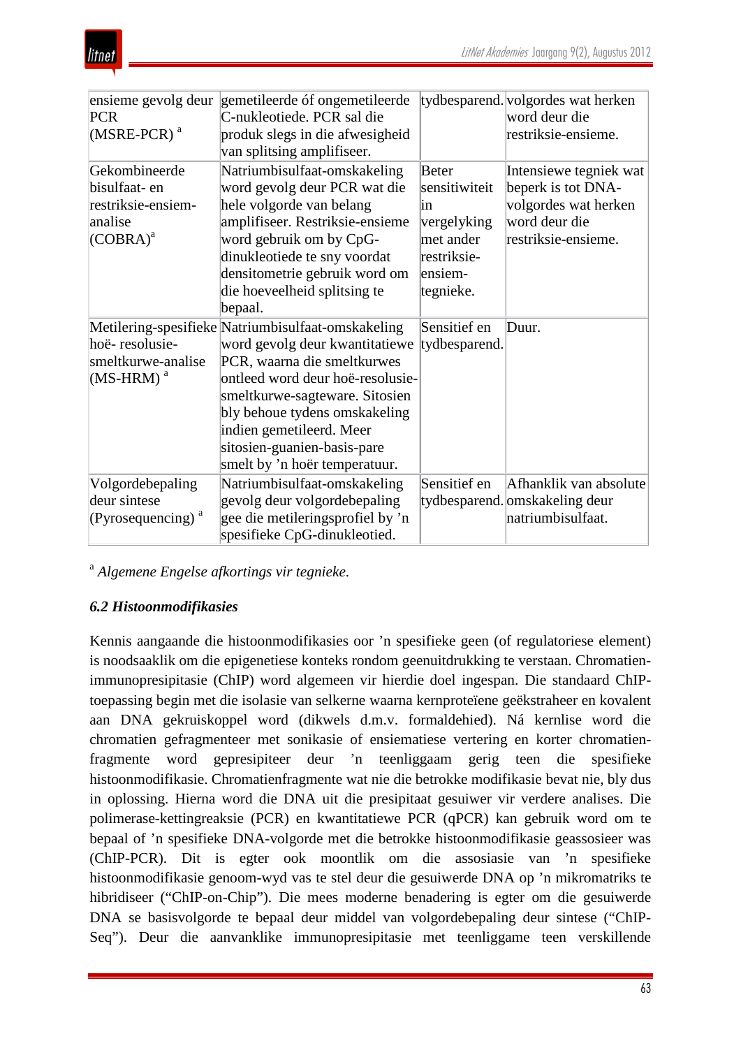| ensieme gevolg deur PCR (MSRE-PCR) [a] | gemetileerde óf ongemetileerde C-nukleotiede. PCR sal die produk slegs in die afwesigheid van splitsing amplifiseer. | tydbesparend. | volgordes wat herken word deur die restriksie-ensieme. |
|---|---|---|---|
| Gekombineerde bisulfaat- en restriksie-ensiem-analise (COBRA)[a] | Natriumbisulfaat-omskakeling word gevolg deur PCR wat die hele volgorde van belang amplifiseer. Restriksie-ensieme word gebruik om by CpG-dinukleotiede te sny voordat densitometrie gebruik word om die hoeveelheid splitsing te bepaal. | Beter sensitiwiteit in vergelyking met ander restriksie-ensiem-tegnieke. | Intensiewe tegniek wat beperk is tot DNA-volgordes wat herken word deur die restriksie-ensieme. |
| Metilering-spesifieke hoë- resolusie-smeltkurwe-analise (MS-HRM) [a] | Natriumbisulfaat-omskakeling word gevolg deur kwantitatiewe PCR, waarna die smeltkurwes ontleed word deur hoë-resolusie-smeltkurwe-sagteware. Sitosien bly behoue tydens omskakeling indien gemetileerd. Meer sitosien-guanien-basis-pare smelt by ’n hoër temperatuur. | Sensitief en tydbesparend. | Duur. |
| Volgordebepaling deur sintese (Pyrosequencing) [a] | Natriumbisulfaat-omskakeling gevolg deur volgordebepaling gee die metileringsprofiel by ’n spesifieke CpG-dinukleotied. | Sensitief en tydbesparend. | Afhanklik van absolute omskakeling deur natriumbisulfaat. |

[a] *Algemene Engelse afkortings vir tegnieke.*

### *6.2 Histoonmodifikasies*

Kennis aangaande die histoonmodifikasies oor ’n spesifieke geen (of regulatoriese element) is noodsaaklik om die epigenetiese konteks rondom geenuitdrukking te verstaan. Chromatien-immunopresipitasie (ChIP) word algemeen vir hierdie doel ingespan. Die standaard ChIP-toepassing begin met die isolasie van selkerne waarna kernproteïene geëkstraheer en kovalent aan DNA gekruiskoppel word (dikwels d.m.v. formaldehied). Ná kernlise word die chromatien gefragmenteer met sonikasie of ensiematiese vertering en korter chromatien-fragmente word gepresipiteer deur ’n teenliggaam gerig teen die spesifieke histoonmodifikasie. Chromatienfragmente wat nie die betrokke modifikasie bevat nie, bly dus in oplossing. Hierna word die DNA uit die presipitaat gesuiwer vir verdere analises. Die polimerase-kettingreaksie (PCR) en kwantitatiewe PCR (qPCR) kan gebruik word om te bepaal of ’n spesifieke DNA-volgorde met die betrokke histoonmodifikasie geassosieer was (ChIP-PCR). Dit is egter ook moontlik om die assosiasie van ’n spesifieke histoonmodifikasie genoom-wyd vas te stel deur die gesuiwerde DNA op ’n mikromatriks te hibridiseer (“ChIP-on-Chip”). Die mees moderne benadering is egter om die gesuiwerde DNA se basisvolgorde te bepaal deur middel van volgordebepaling deur sintese (“ChIP-Seq”). Deur die aanvanklike immunopresipitasie met teenliggame teen verskillende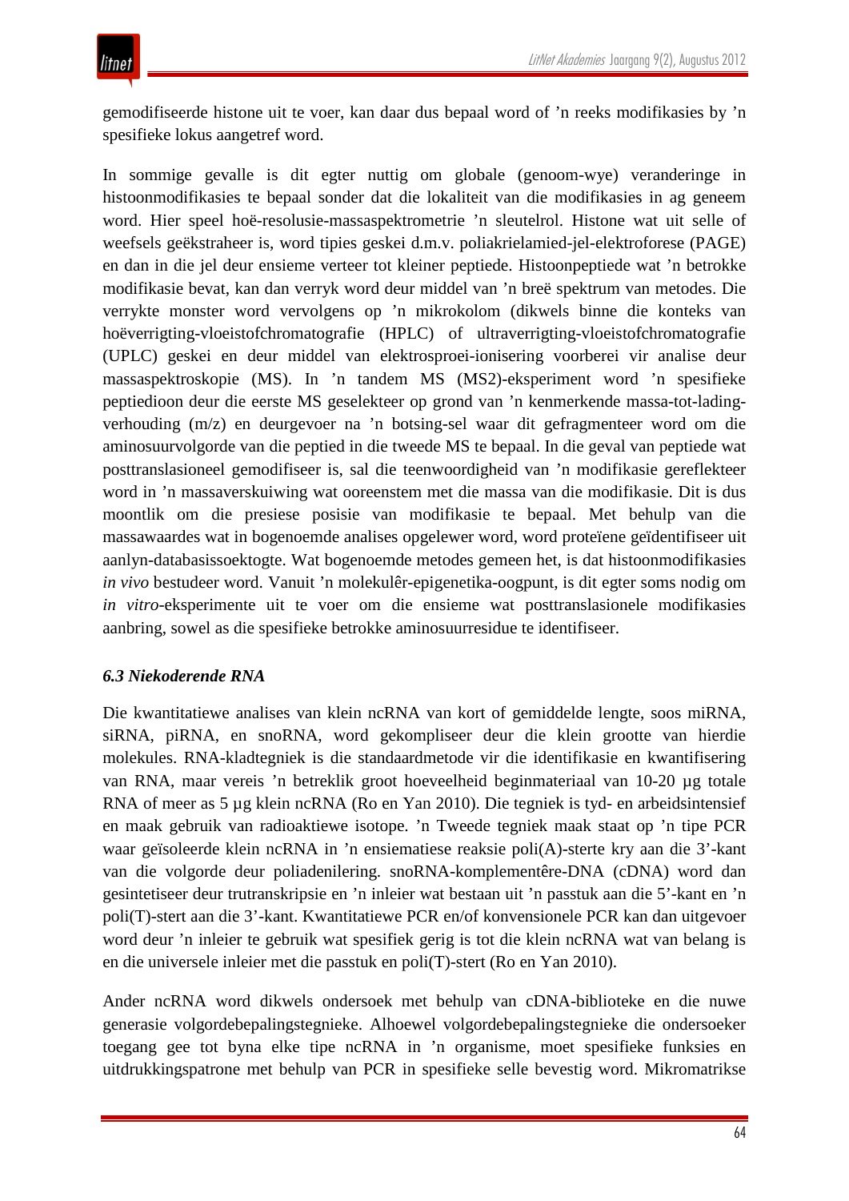gemodifiseerde histone uit te voer, kan daar dus bepaal word of ’n reeks modifikasies by ’n spesifieke lokus aangetref word.

In sommige gevalle is dit egter nuttig om globale (genoom-wye) veranderinge in histoonmodifikasies te bepaal sonder dat die lokaliteit van die modifikasies in ag geneem word. Hier speel hoë-resolusie-massaspektrometrie ’n sleutelrol. Histone wat uit selle of weefsels geëkstraheer is, word tipies geskei d.m.v. poliakrielamied-jel-elektroforese (PAGE) en dan in die jel deur ensieme verteer tot kleiner peptiede. Histoonpeptiede wat ’n betrokke modifikasie bevat, kan dan verryk word deur middel van ’n breë spektrum van metodes. Die verrykte monster word vervolgens op ’n mikrokolom (dikwels binne die konteks van hoëverrigting-vloeistofchromatografie (HPLC) of ultraverrigting-vloeistofchromatografie (UPLC) geskei en deur middel van elektrosproei-ionisering voorberei vir analise deur massaspektroskopie (MS). In ’n tandem MS (MS2)-eksperiment word ’n spesifieke peptiedioon deur die eerste MS geselekteer op grond van ’n kenmerkende massa-tot-lading-verhouding (m/z) en deurgevoer na ’n botsing-sel waar dit gefragmenteer word om die aminosuurvolgorde van die peptied in die tweede MS te bepaal. In die geval van peptiede wat posttranslasioneel gemodifiseer is, sal die teenwoordigheid van ’n modifikasie gereflekteer word in ’n massaverskuiwing wat ooreenstem met die massa van die modifikasie. Dit is dus moontlik om die presiese posisie van modifikasie te bepaal. Met behulp van die massawaardes wat in bogenoemde analises opgelewer word, word proteïene geïdentifiseer uit aanlyn-databasissoektogte. Wat bogenoemde metodes gemeen het, is dat histoonmodifikasies *in vivo* bestudeer word. Vanuit ’n molekulêr-epigenetika-oogpunt, is dit egter soms nodig om *in vitro*-eksperimente uit te voer om die ensieme wat posttranslasionele modifikasies aanbring, sowel as die spesifieke betrokke aminosuurresidue te identifiseer.

### *6.3 Niekoderende RNA*

Die kwantitatiewe analises van klein ncRNA van kort of gemiddelde lengte, soos miRNA, siRNA, piRNA, en snoRNA, word gekompliseer deur die klein grootte van hierdie molekules. RNA-kladtegniek is die standaardmetode vir die identifikasie en kwantifisering van RNA, maar vereis ’n betreklik groot hoeveelheid beginmateriaal van 10-20 µg totale RNA of meer as 5 µg klein ncRNA (Ro en Yan 2010). Die tegniek is tyd- en arbeidsintensief en maak gebruik van radioaktiewe isotope. ’n Tweede tegniek maak staat op ’n tipe PCR waar geïsoleerde klein ncRNA in ’n ensiematiese reaksie poli(A)-sterte kry aan die 3’-kant van die volgorde deur poliadenilering. snoRNA-komplementêre-DNA (cDNA) word dan gesintetiseer deur trutranskripsie en ’n inleier wat bestaan uit ’n passtuk aan die 5’-kant en ’n poli(T)-stert aan die 3’-kant. Kwantitatiewe PCR en/of konvensionele PCR kan dan uitgevoer word deur ’n inleier te gebruik wat spesifiek gerig is tot die klein ncRNA wat van belang is en die universele inleier met die passtuk en poli(T)-stert (Ro en Yan 2010).

Ander ncRNA word dikwels ondersoek met behulp van cDNA-biblioteke en die nuwe generasie volgordebepalingstegnieke. Alhoewel volgordebepalingstegnieke die ondersoeker toegang gee tot byna elke tipe ncRNA in ’n organisme, moet spesifieke funksies en uitdrukkingspatrone met behulp van PCR in spesifieke selle bevestig word. Mikromatrikse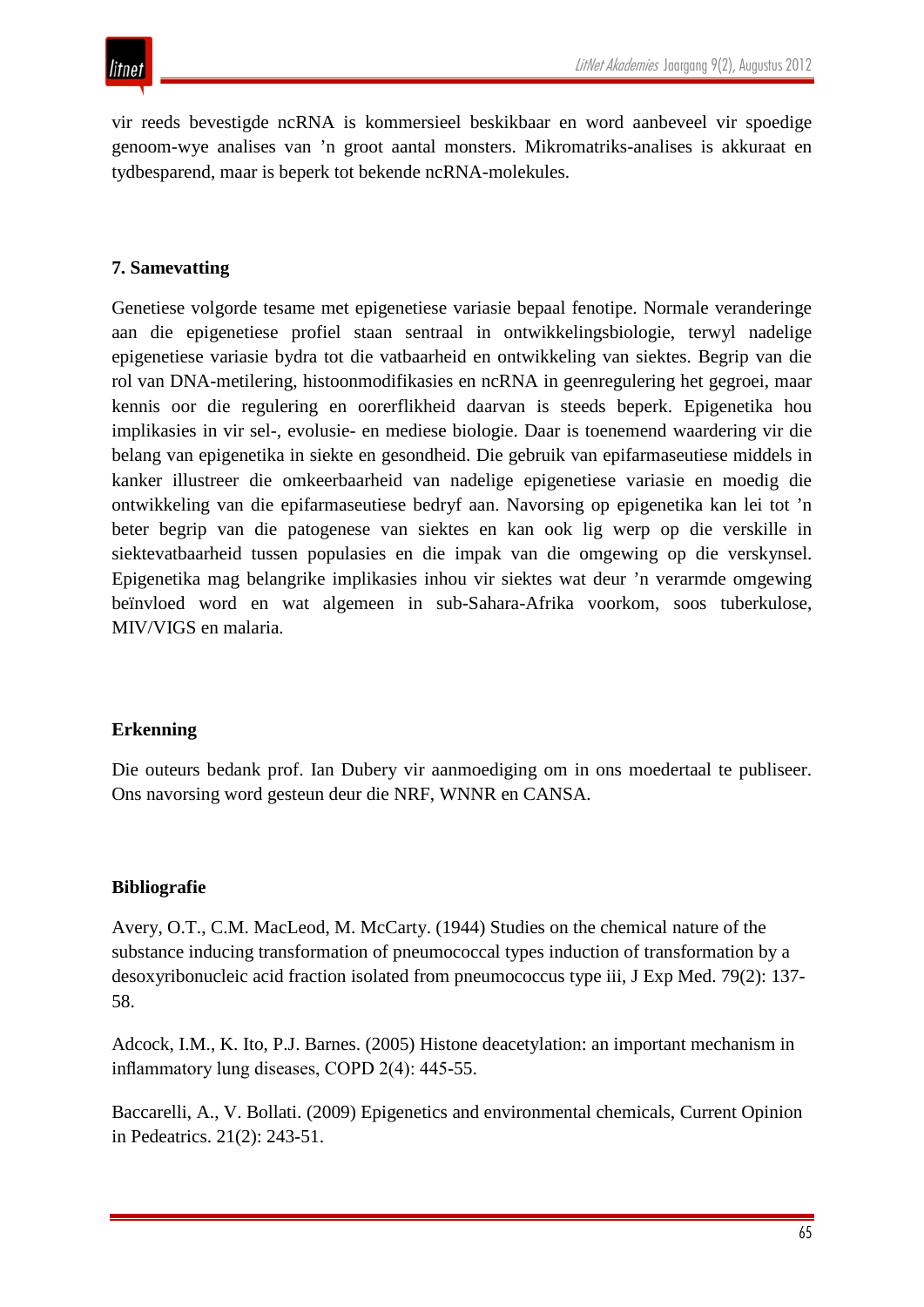vir reeds bevestigde ncRNA is kommersieel beskikbaar en word aanbeveel vir spoedige genoom-wye analises van ’n groot aantal monsters. Mikromatriks-analises is akkuraat en tydbesparend, maar is beperk tot bekende ncRNA-molekules.

## 7. Samevatting

Genetiese volgorde tesame met epigenetiese variasie bepaal fenotipe. Normale veranderinge aan die epigenetiese profiel staan sentraal in ontwikkelingsbiologie, terwyl nadelige epigenetiese variasie bydra tot die vatbaarheid en ontwikkeling van siektes. Begrip van die rol van DNA-metilering, histoonmodifikasies en ncRNA in geenregulering het gegroei, maar kennis oor die regulering en oorerflikheid daarvan is steeds beperk. Epigenetika hou implikasies in vir sel-, evolusie- en mediese biologie. Daar is toenemend waardering vir die belang van epigenetika in siekte en gesondheid. Die gebruik van epifarmaseutiese middels in kanker illustreer die omkeerbaarheid van nadelige epigenetiese variasie en moedig die ontwikkeling van die epifarmaseutiese bedryf aan. Navorsing op epigenetika kan lei tot ’n beter begrip van die patogenese van siektes en kan ook lig werp op die verskille in siektevatbaarheid tussen populasies en die impak van die omgewing op die verskynsel. Epigenetika mag belangrike implikasies inhou vir siektes wat deur ’n verarmde omgewing beïnvloed word en wat algemeen in sub-Sahara-Afrika voorkom, soos tuberkulose, MIV/VIGS en malaria.

## Erkenning

Die outeurs bedank prof. Ian Dubery vir aanmoediging om in ons moedertaal te publiseer. Ons navorsing word gesteun deur die NRF, WNNR en CANSA.

## Bibliografie

Avery, O.T., C.M. MacLeod, M. McCarty. (1944) Studies on the chemical nature of the substance inducing transformation of pneumococcal types induction of transformation by a desoxyribonucleic acid fraction isolated from pneumococcus type iii, J Exp Med. 79(2): 137-58.

Adcock, I.M., K. Ito, P.J. Barnes. (2005) Histone deacetylation: an important mechanism in inflammatory lung diseases, COPD 2(4): 445-55.

Baccarelli, A., V. Bollati. (2009) Epigenetics and environmental chemicals, Current Opinion in Pedeatrics. 21(2): 243-51.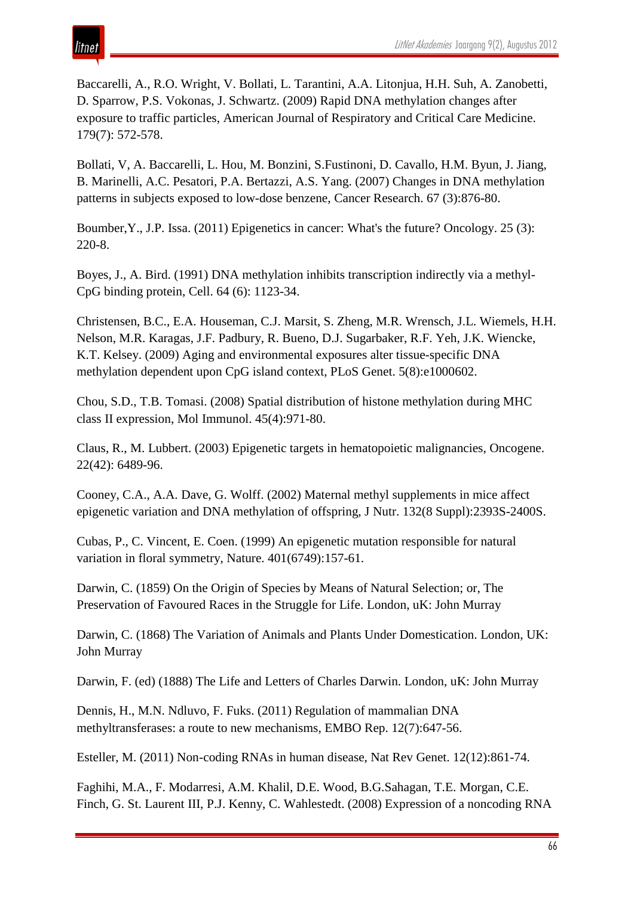Baccarelli, A., R.O. Wright, V. Bollati, L. Tarantini, A.A. Litonjua, H.H. Suh, A. Zanobetti, D. Sparrow, P.S. Vokonas, J. Schwartz. (2009) Rapid DNA methylation changes after exposure to traffic particles, American Journal of Respiratory and Critical Care Medicine. 179(7): 572-578.

Bollati, V, A. Baccarelli, L. Hou, M. Bonzini, S.Fustinoni, D. Cavallo, H.M. Byun, J. Jiang, B. Marinelli, A.C. Pesatori, P.A. Bertazzi, A.S. Yang. (2007) Changes in DNA methylation patterns in subjects exposed to low-dose benzene, Cancer Research. 67 (3):876-80.

Boumber,Y., J.P. Issa. (2011) Epigenetics in cancer: What's the future? Oncology. 25 (3): 220-8.

Boyes, J., A. Bird. (1991) DNA methylation inhibits transcription indirectly via a methyl-CpG binding protein, Cell. 64 (6): 1123-34.

Christensen, B.C., E.A. Houseman, C.J. Marsit, S. Zheng, M.R. Wrensch, J.L. Wiemels, H.H. Nelson, M.R. Karagas, J.F. Padbury, R. Bueno, D.J. Sugarbaker, R.F. Yeh, J.K. Wiencke, K.T. Kelsey. (2009) Aging and environmental exposures alter tissue-specific DNA methylation dependent upon CpG island context, PLoS Genet. 5(8):e1000602.

Chou, S.D., T.B. Tomasi. (2008) Spatial distribution of histone methylation during MHC class II expression, Mol Immunol. 45(4):971-80.

Claus, R., M. Lubbert. (2003) Epigenetic targets in hematopoietic malignancies, Oncogene. 22(42): 6489-96.

Cooney, C.A., A.A. Dave, G. Wolff. (2002) Maternal methyl supplements in mice affect epigenetic variation and DNA methylation of offspring, J Nutr. 132(8 Suppl):2393S-2400S.

Cubas, P., C. Vincent, E. Coen. (1999) An epigenetic mutation responsible for natural variation in floral symmetry, Nature. 401(6749):157-61.

Darwin, C. (1859) On the Origin of Species by Means of Natural Selection; or, The Preservation of Favoured Races in the Struggle for Life. London, uK: John Murray

Darwin, C. (1868) The Variation of Animals and Plants Under Domestication. London, UK: John Murray

Darwin, F. (ed) (1888) The Life and Letters of Charles Darwin. London, uK: John Murray

Dennis, H., M.N. Ndluvo, F. Fuks. (2011) Regulation of mammalian DNA methyltransferases: a route to new mechanisms, EMBO Rep. 12(7):647-56.

Esteller, M. (2011) Non-coding RNAs in human disease, Nat Rev Genet. 12(12):861-74.

Faghihi, M.A., F. Modarresi, A.M. Khalil, D.E. Wood, B.G.Sahagan, T.E. Morgan, C.E. Finch, G. St. Laurent III, P.J. Kenny, C. Wahlestedt. (2008) Expression of a noncoding RNA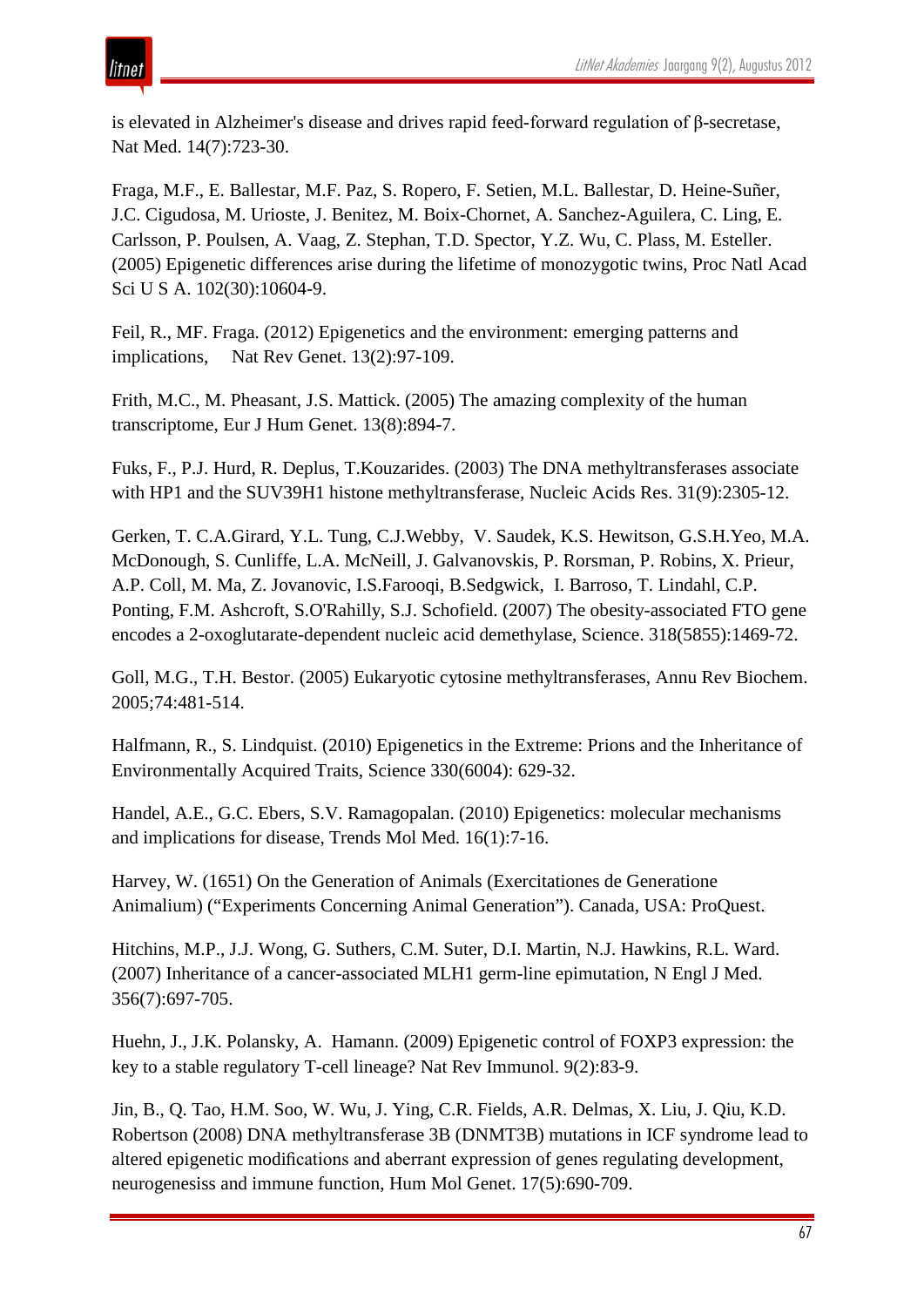is elevated in Alzheimer's disease and drives rapid feed-forward regulation of β-secretase, Nat Med. 14(7):723-30.

Fraga, M.F., E. Ballestar, M.F. Paz, S. Ropero, F. Setien, M.L. Ballestar, D. Heine-Suñer, J.C. Cigudosa, M. Urioste, J. Benitez, M. Boix-Chornet, A. Sanchez-Aguilera, C. Ling, E. Carlsson, P. Poulsen, A. Vaag, Z. Stephan, T.D. Spector, Y.Z. Wu, C. Plass, M. Esteller. (2005) Epigenetic differences arise during the lifetime of monozygotic twins, Proc Natl Acad Sci U S A. 102(30):10604-9.

Feil, R., MF. Fraga. (2012) Epigenetics and the environment: emerging patterns and implications, Nat Rev Genet. 13(2):97-109.

Frith, M.C., M. Pheasant, J.S. Mattick. (2005) The amazing complexity of the human transcriptome, Eur J Hum Genet. 13(8):894-7.

Fuks, F., P.J. Hurd, R. Deplus, T.Kouzarides. (2003) The DNA methyltransferases associate with HP1 and the SUV39H1 histone methyltransferase, Nucleic Acids Res. 31(9):2305-12.

Gerken, T. C.A.Girard, Y.L. Tung, C.J.Webby, V. Saudek, K.S. Hewitson, G.S.H.Yeo, M.A. McDonough, S. Cunliffe, L.A. McNeill, J. Galvanovskis, P. Rorsman, P. Robins, X. Prieur, A.P. Coll, M. Ma, Z. Jovanovic, I.S.Farooqi, B.Sedgwick, I. Barroso, T. Lindahl, C.P. Ponting, F.M. Ashcroft, S.O'Rahilly, S.J. Schofield. (2007) The obesity-associated FTO gene encodes a 2-oxoglutarate-dependent nucleic acid demethylase, Science. 318(5855):1469-72.

Goll, M.G., T.H. Bestor. (2005) Eukaryotic cytosine methyltransferases, Annu Rev Biochem. 2005;74:481-514.

Halfmann, R., S. Lindquist. (2010) Epigenetics in the Extreme: Prions and the Inheritance of Environmentally Acquired Traits, Science 330(6004): 629-32.

Handel, A.E., G.C. Ebers, S.V. Ramagopalan. (2010) Epigenetics: molecular mechanisms and implications for disease, Trends Mol Med. 16(1):7-16.

Harvey, W. (1651) On the Generation of Animals (Exercitationes de Generatione Animalium) ("Experiments Concerning Animal Generation"). Canada, USA: ProQuest.

Hitchins, M.P., J.J. Wong, G. Suthers, C.M. Suter, D.I. Martin, N.J. Hawkins, R.L. Ward. (2007) Inheritance of a cancer-associated MLH1 germ-line epimutation, N Engl J Med. 356(7):697-705.

Huehn, J., J.K. Polansky, A. Hamann. (2009) Epigenetic control of FOXP3 expression: the key to a stable regulatory T-cell lineage? Nat Rev Immunol. 9(2):83-9.

Jin, B., Q. Tao, H.M. Soo, W. Wu, J. Ying, C.R. Fields, A.R. Delmas, X. Liu, J. Qiu, K.D. Robertson (2008) DNA methyltransferase 3B (DNMT3B) mutations in ICF syndrome lead to altered epigenetic modifications and aberrant expression of genes regulating development, neurogenesiss and immune function, Hum Mol Genet. 17(5):690-709.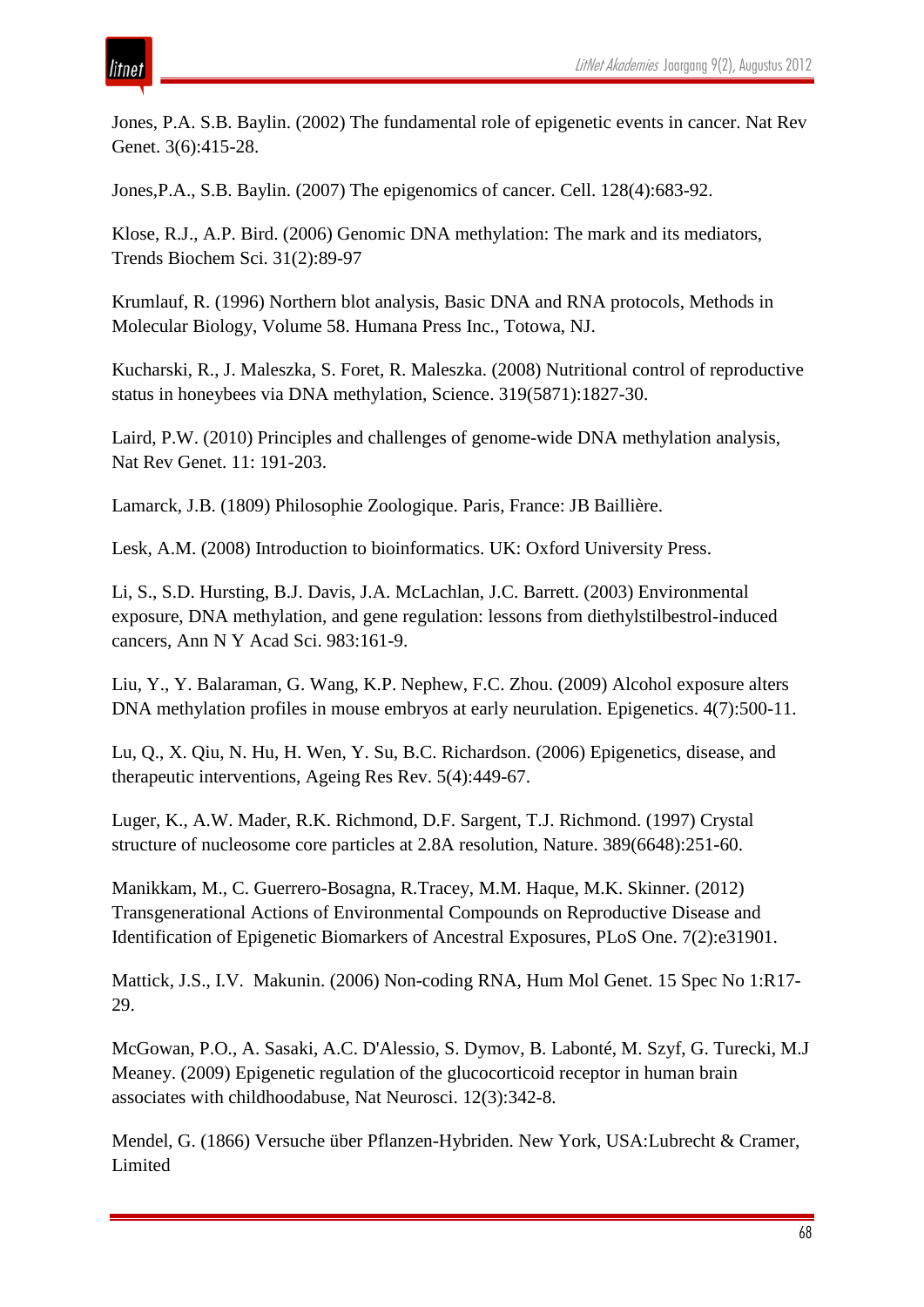Jones, P.A. S.B. Baylin. (2002) The fundamental role of epigenetic events in cancer. Nat Rev Genet. 3(6):415-28.

Jones,P.A., S.B. Baylin. (2007) The epigenomics of cancer. Cell. 128(4):683-92.

Klose, R.J., A.P. Bird. (2006) Genomic DNA methylation: The mark and its mediators, Trends Biochem Sci. 31(2):89-97

Krumlauf, R. (1996) Northern blot analysis, Basic DNA and RNA protocols, Methods in Molecular Biology, Volume 58. Humana Press Inc., Totowa, NJ.

Kucharski, R., J. Maleszka, S. Foret, R. Maleszka. (2008) Nutritional control of reproductive status in honeybees via DNA methylation, Science. 319(5871):1827-30.

Laird, P.W. (2010) Principles and challenges of genome-wide DNA methylation analysis, Nat Rev Genet. 11: 191-203.

Lamarck, J.B. (1809) Philosophie Zoologique. Paris, France: JB Baillière.

Lesk, A.M. (2008) Introduction to bioinformatics. UK: Oxford University Press.

Li, S., S.D. Hursting, B.J. Davis, J.A. McLachlan, J.C. Barrett. (2003) Environmental exposure, DNA methylation, and gene regulation: lessons from diethylstilbestrol-induced cancers, Ann N Y Acad Sci. 983:161-9.

Liu, Y., Y. Balaraman, G. Wang, K.P. Nephew, F.C. Zhou. (2009) Alcohol exposure alters DNA methylation profiles in mouse embryos at early neurulation. Epigenetics. 4(7):500-11.

Lu, Q., X. Qiu, N. Hu, H. Wen, Y. Su, B.C. Richardson. (2006) Epigenetics, disease, and therapeutic interventions, Ageing Res Rev. 5(4):449-67.

Luger, K., A.W. Mader, R.K. Richmond, D.F. Sargent, T.J. Richmond. (1997) Crystal structure of nucleosome core particles at 2.8A resolution, Nature. 389(6648):251-60.

Manikkam, M., C. Guerrero-Bosagna, R.Tracey, M.M. Haque, M.K. Skinner. (2012) Transgenerational Actions of Environmental Compounds on Reproductive Disease and Identification of Epigenetic Biomarkers of Ancestral Exposures, PLoS One. 7(2):e31901.

Mattick, J.S., I.V. Makunin. (2006) Non-coding RNA, Hum Mol Genet. 15 Spec No 1:R17-29.

McGowan, P.O., A. Sasaki, A.C. D'Alessio, S. Dymov, B. Labonté, M. Szyf, G. Turecki, M.J Meaney. (2009) Epigenetic regulation of the glucocorticoid receptor in human brain associates with childhoodabuse, Nat Neurosci. 12(3):342-8.

Mendel, G. (1866) Versuche über Pflanzen-Hybriden. New York, USA:Lubrecht & Cramer, Limited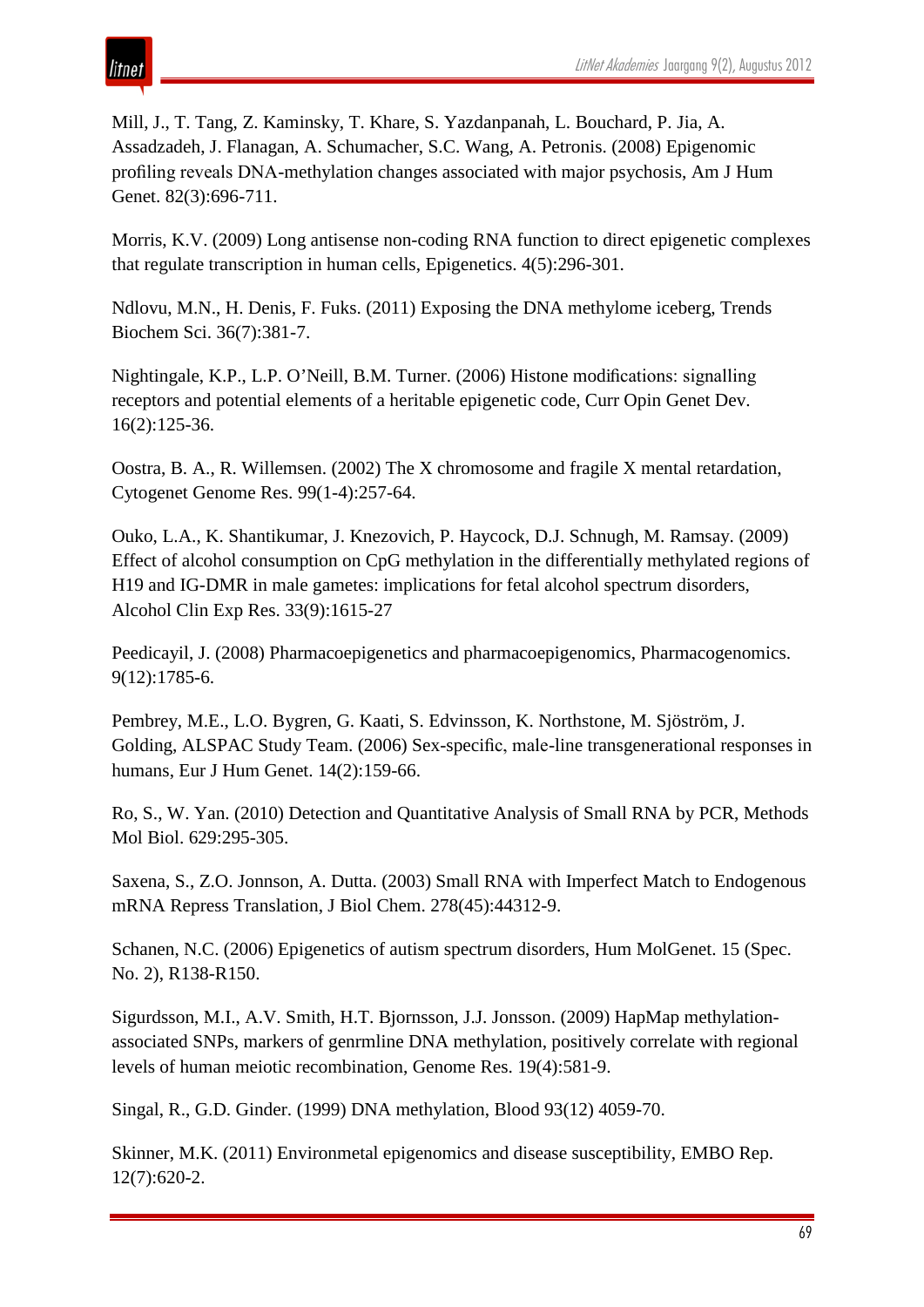Mill, J., T. Tang, Z. Kaminsky, T. Khare, S. Yazdanpanah, L. Bouchard, P. Jia, A. Assadzadeh, J. Flanagan, A. Schumacher, S.C. Wang, A. Petronis. (2008) Epigenomic profiling reveals DNA-methylation changes associated with major psychosis, Am J Hum Genet. 82(3):696-711.

Morris, K.V. (2009) Long antisense non-coding RNA function to direct epigenetic complexes that regulate transcription in human cells, Epigenetics. 4(5):296-301.

Ndlovu, M.N., H. Denis, F. Fuks. (2011) Exposing the DNA methylome iceberg, Trends Biochem Sci. 36(7):381-7.

Nightingale, K.P., L.P. O'Neill, B.M. Turner. (2006) Histone modifications: signalling receptors and potential elements of a heritable epigenetic code, Curr Opin Genet Dev. 16(2):125-36.

Oostra, B. A., R. Willemsen. (2002) The X chromosome and fragile X mental retardation, Cytogenet Genome Res. 99(1-4):257-64.

Ouko, L.A., K. Shantikumar, J. Knezovich, P. Haycock, D.J. Schnugh, M. Ramsay. (2009) Effect of alcohol consumption on CpG methylation in the differentially methylated regions of H19 and IG-DMR in male gametes: implications for fetal alcohol spectrum disorders, Alcohol Clin Exp Res. 33(9):1615-27

Peedicayil, J. (2008) Pharmacoepigenetics and pharmacoepigenomics, Pharmacogenomics. 9(12):1785-6.

Pembrey, M.E., L.O. Bygren, G. Kaati, S. Edvinsson, K. Northstone, M. Sjöström, J. Golding, ALSPAC Study Team. (2006) Sex-specific, male-line transgenerational responses in humans, Eur J Hum Genet. 14(2):159-66.

Ro, S., W. Yan. (2010) Detection and Quantitative Analysis of Small RNA by PCR, Methods Mol Biol. 629:295-305.

Saxena, S., Z.O. Jonnson, A. Dutta. (2003) Small RNA with Imperfect Match to Endogenous mRNA Repress Translation, J Biol Chem. 278(45):44312-9.

Schanen, N.C. (2006) Epigenetics of autism spectrum disorders, Hum MolGenet. 15 (Spec. No. 2), R138-R150.

Sigurdsson, M.I., A.V. Smith, H.T. Bjornsson, J.J. Jonsson. (2009) HapMap methylation-associated SNPs, markers of genrmline DNA methylation, positively correlate with regional levels of human meiotic recombination, Genome Res. 19(4):581-9.

Singal, R., G.D. Ginder. (1999) DNA methylation, Blood 93(12) 4059-70.

Skinner, M.K. (2011) Environmetal epigenomics and disease susceptibility, EMBO Rep. 12(7):620-2.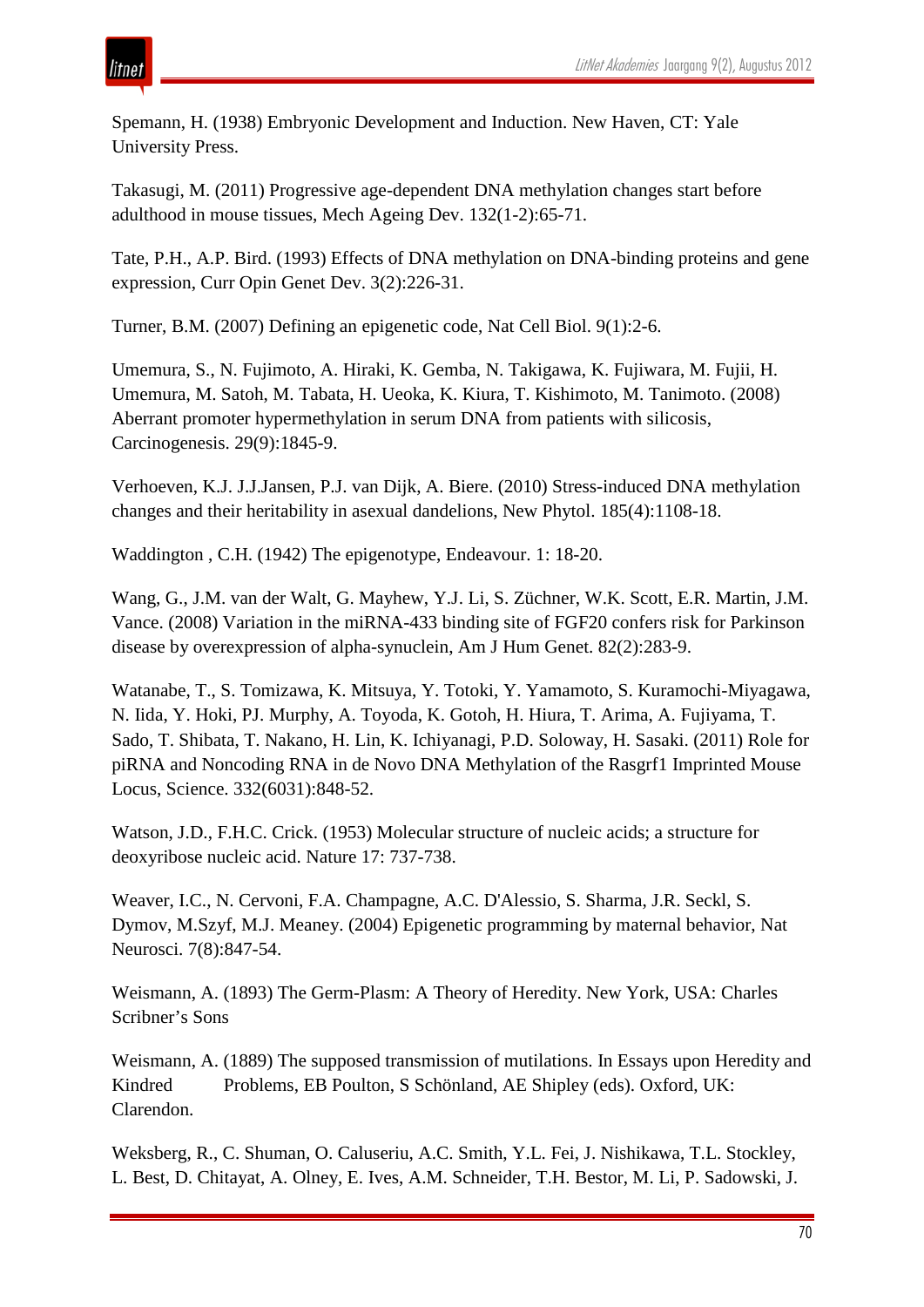Spemann, H. (1938) Embryonic Development and Induction. New Haven, CT: Yale University Press.

Takasugi, M. (2011) Progressive age-dependent DNA methylation changes start before adulthood in mouse tissues, Mech Ageing Dev. 132(1-2):65-71.

Tate, P.H., A.P. Bird. (1993) Effects of DNA methylation on DNA-binding proteins and gene expression, Curr Opin Genet Dev. 3(2):226-31.

Turner, B.M. (2007) Defining an epigenetic code, Nat Cell Biol. 9(1):2-6.

Umemura, S., N. Fujimoto, A. Hiraki, K. Gemba, N. Takigawa, K. Fujiwara, M. Fujii, H. Umemura, M. Satoh, M. Tabata, H. Ueoka, K. Kiura, T. Kishimoto, M. Tanimoto. (2008) Aberrant promoter hypermethylation in serum DNA from patients with silicosis, Carcinogenesis. 29(9):1845-9.

Verhoeven, K.J. J.J.Jansen, P.J. van Dijk, A. Biere. (2010) Stress-induced DNA methylation changes and their heritability in asexual dandelions, New Phytol. 185(4):1108-18.

Waddington , C.H. (1942) The epigenotype, Endeavour. 1: 18-20.

Wang, G., J.M. van der Walt, G. Mayhew, Y.J. Li, S. Züchner, W.K. Scott, E.R. Martin, J.M. Vance. (2008) Variation in the miRNA-433 binding site of FGF20 confers risk for Parkinson disease by overexpression of alpha-synuclein, Am J Hum Genet. 82(2):283-9.

Watanabe, T., S. Tomizawa, K. Mitsuya, Y. Totoki, Y. Yamamoto, S. Kuramochi-Miyagawa, N. Iida, Y. Hoki, PJ. Murphy, A. Toyoda, K. Gotoh, H. Hiura, T. Arima, A. Fujiyama, T. Sado, T. Shibata, T. Nakano, H. Lin, K. Ichiyanagi, P.D. Soloway, H. Sasaki. (2011) Role for piRNA and Noncoding RNA in de Novo DNA Methylation of the Rasgrf1 Imprinted Mouse Locus, Science. 332(6031):848-52.

Watson, J.D., F.H.C. Crick. (1953) Molecular structure of nucleic acids; a structure for deoxyribose nucleic acid. Nature 17: 737-738.

Weaver, I.C., N. Cervoni, F.A. Champagne, A.C. D'Alessio, S. Sharma, J.R. Seckl, S. Dymov, M.Szyf, M.J. Meaney. (2004) Epigenetic programming by maternal behavior, Nat Neurosci. 7(8):847-54.

Weismann, A. (1893) The Germ-Plasm: A Theory of Heredity. New York, USA: Charles Scribner's Sons

Weismann, A. (1889) The supposed transmission of mutilations. In Essays upon Heredity and Kindred Problems, EB Poulton, S Schönland, AE Shipley (eds). Oxford, UK: Clarendon.

Weksberg, R., C. Shuman, O. Caluseriu, A.C. Smith, Y.L. Fei, J. Nishikawa, T.L. Stockley, L. Best, D. Chitayat, A. Olney, E. Ives, A.M. Schneider, T.H. Bestor, M. Li, P. Sadowski, J.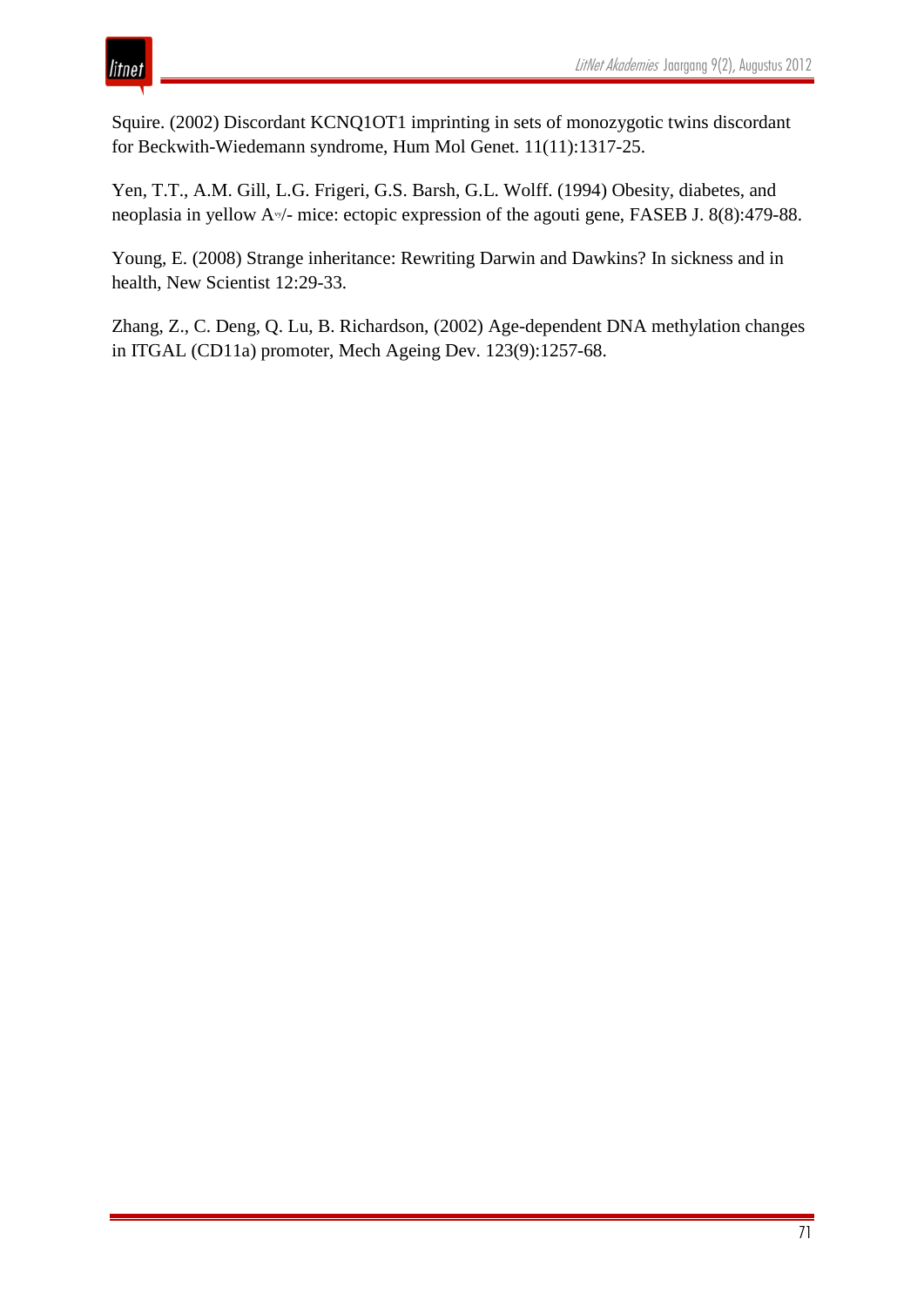Squire. (2002) Discordant KCNQ1OT1 imprinting in sets of monozygotic twins discordant for Beckwith-Wiedemann syndrome, Hum Mol Genet. 11(11):1317-25.

Yen, T.T., A.M. Gill, L.G. Frigeri, G.S. Barsh, G.L. Wolff. (1994) Obesity, diabetes, and neoplasia in yellow $A^{vy}$/- mice: ectopic expression of the agouti gene, FASEB J. 8(8):479-88.

Young, E. (2008) Strange inheritance: Rewriting Darwin and Dawkins? In sickness and in health, New Scientist 12:29-33.

Zhang, Z., C. Deng, Q. Lu, B. Richardson, (2002) Age-dependent DNA methylation changes in ITGAL (CD11a) promoter, Mech Ageing Dev. 123(9):1257-68.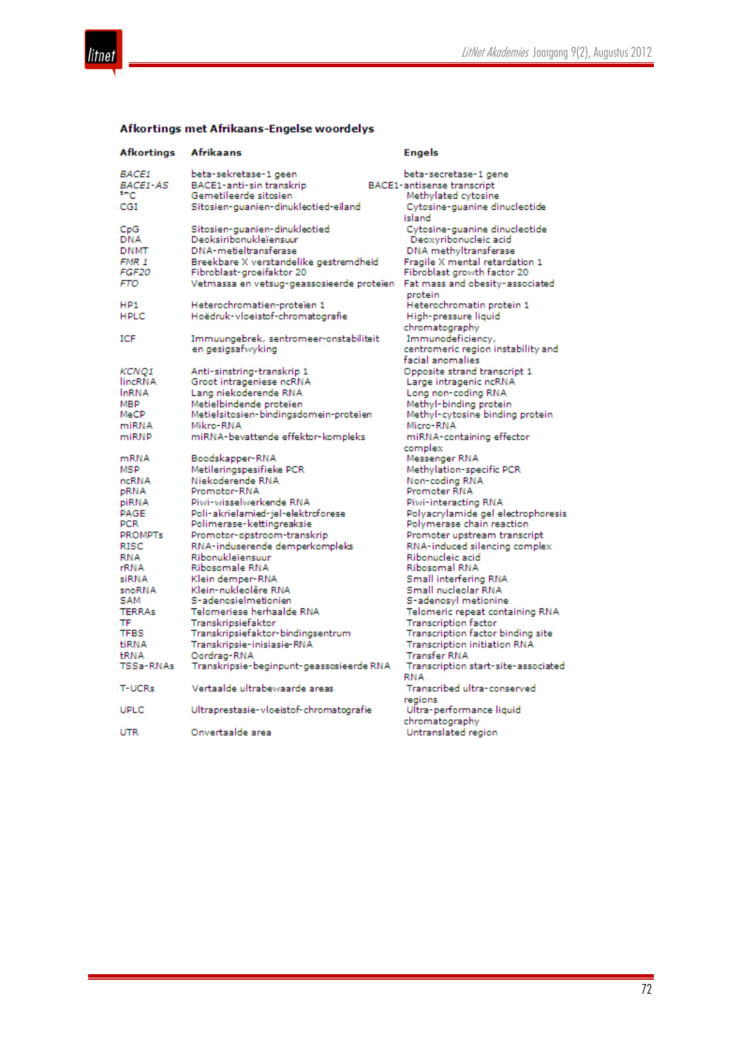### Afkortings met Afrikaans-Engelse woordelys

| Afkortings | Afrikaans | Engels |
|---|---|---|
| *BACE1* | beta-sekretase-1 geen | beta-secretase-1 gene |
| *BACE1-AS* | BACE1-anti-sin transkrip | BACE1-antisense transcript |
| $^{5m}$C | Gemetileerde sitosien | Methylated cytosine |
| CGI | Sitosien-guanien-dinukleotied-eiland | Cytosine-guanine dinucleotide island |
| CpG | Sitosien-guanien-dinukleotied | Cytosine-guanine dinucleotide |
| DNA | Deoksiribonukleïensuur | Deoxyribonucleic acid |
| DNMT | DNA-metieltransferase | DNA methyltransferase |
| *FMR 1* | Breekbare X verstandelike gestremdheid | Fragile X mental retardation 1 |
| *FGF20* | Fibroblast-groeifaktor 20 | Fibroblast growth factor 20 |
| *FTO* | Vetmassa en vetsug-geassosieerde proteïen | Fat mass and obesity-associated protein |
| HP1 | Heterochromatien-proteïen 1 | Heterochromatin protein 1 |
| HPLC | Hoëdruk-vloeistof-chromatografie | High-pressure liquid chromatography |
| ICF | Immuungebrek, sentromeer-onstabiliteit en gesigsafwyking | Immunodeficiency, centromeric region instability and facial anomalies |
| *KCNQ1* | Anti-sinstring-transkrip 1 | Opposite strand transcript 1 |
| lincRNA | Groot intrageniese ncRNA | Large intragenic ncRNA |
| lnRNA | Lang niekoderende RNA | Long non-coding RNA |
| MBP | Metielbindende proteïen | Methyl-binding protein |
| MeCP | Metielsitosien-bindingsdomein-proteïen | Methyl-cytosine binding protein |
| miRNA | Mikro-RNA | Micro-RNA |
| miRNP | miRNA-bevattende effektor-kompleks | miRNA-containing effector complex |
| mRNA | Boodskapper-RNA | Messenger RNA |
| MSP | Metileringspesifieke PCR | Methylation-specific PCR |
| ncRNA | Niekoderende RNA | Non-coding RNA |
| pRNA | Promotor-RNA | Promoter RNA |
| piRNA | Piwi-wisselwerkende RNA | Piwi-interacting RNA |
| PAGE | Poli-akrielamied-jel-elektroforese | Polyacrylamide gel electrophoresis |
| PCR | Polimerase-kettingreaksie | Polymerase chain reaction |
| PROMPTs | Promotor-opstroom-transkrip | Promoter upstream transcript |
| RISC | RNA-induserende demperkompleks | RNA-induced silencing complex |
| RNA | Ribonukleïensuur | Ribonucleic acid |
| rRNA | Ribosomale RNA | Ribosomal RNA |
| siRNA | Klein demper-RNA | Small interfering RNA |
| snoRNA | Klein-nukleolêre RNA | Small nucleolar RNA |
| SAM | S-adenosielmetionien | S-adenosyl metionine |
| TERRAs | Telomeriese herhaalde RNA | Telomeric repeat containing RNA |
| TF | Transkripsiefaktor | Transcription factor |
| TFBS | Transkripsiefaktor-bindingsentrum | Transcription factor binding site |
| tiRNA | Transkripsie-inisiasie-RNA | Transcription initiation RNA |
| tRNA | Oordrag-RNA | Transfer RNA |
| TSSa-RNAs | Transkripsie-beginpunt-geassosieerde RNA | Transcription start-site-associated RNA |
| T-UCRs | Vertaalde ultrabewaarde areas | Transcribed ultra-conserved regions |
| UPLC | Ultraprestasie-vloeistof-chromatografie | Ultra-performance liquid chromatography |
| UTR | Onvertaalde area | Untranslated region |